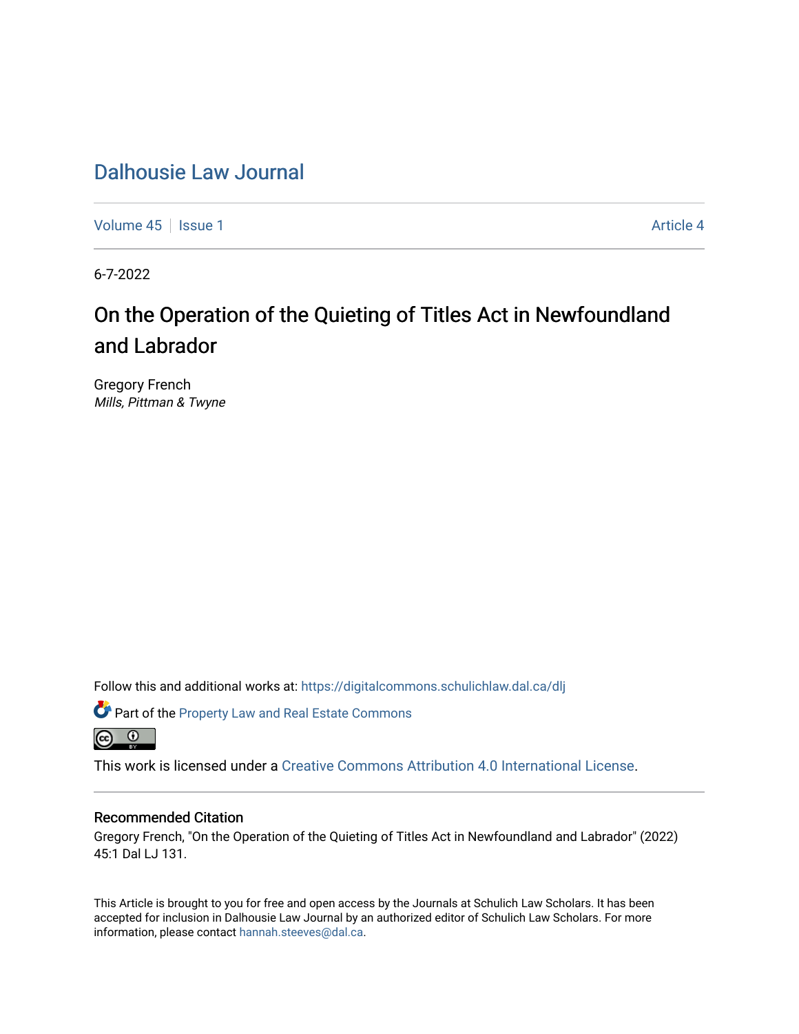# Dalhousie Law Journal

Volume 45 | Issue 1 | Article 4

6-7-2022

## On the Operation of the Quieting of Titles Act in Newfoundland and Labrador

Gregory French
*Mills, Pittman & Twyne*

Follow this and additional works at: https://digitalcommons.schulichlaw.dal.ca/dlj

Part of the Property Law and Real Estate Commons

This work is licensed under a Creative Commons Attribution 4.0 International License.

### Recommended Citation

Gregory French, "On the Operation of the Quieting of Titles Act in Newfoundland and Labrador" (2022) 45:1 Dal LJ 131.

This Article is brought to you for free and open access by the Journals at Schulich Law Scholars. It has been accepted for inclusion in Dalhousie Law Journal by an authorized editor of Schulich Law Scholars. For more information, please contact hannah.steeves@dal.ca.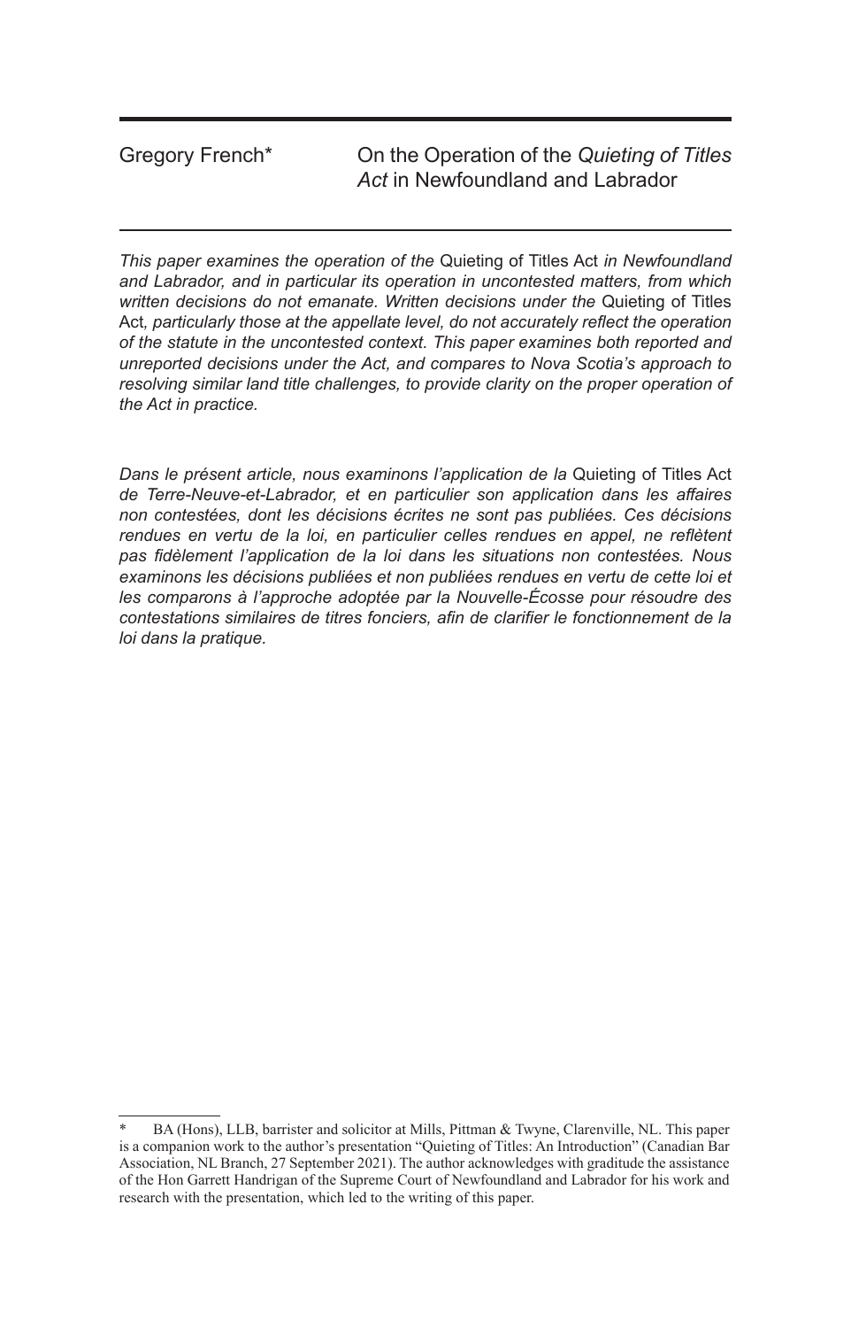Gregory French*

# On the Operation of the *Quieting of Titles Act* in Newfoundland and Labrador

*This paper examines the operation of the* Quieting of Titles Act *in Newfoundland and Labrador, and in particular its operation in uncontested matters, from which written decisions do not emanate. Written decisions under the* Quieting of Titles Act*, particularly those at the appellate level, do not accurately reflect the operation of the statute in the uncontested context. This paper examines both reported and unreported decisions under the Act, and compares to Nova Scotia's approach to resolving similar land title challenges, to provide clarity on the proper operation of the Act in practice.*

*Dans le présent article, nous examinons l'application de la* Quieting of Titles Act *de Terre-Neuve-et-Labrador, et en particulier son application dans les affaires non contestées, dont les décisions écrites ne sont pas publiées. Ces décisions rendues en vertu de la loi, en particulier celles rendues en appel, ne reflètent pas fidèlement l'application de la loi dans les situations non contestées. Nous examinons les décisions publiées et non publiées rendues en vertu de cette loi et les comparons à l'approche adoptée par la Nouvelle-Écosse pour résoudre des contestations similaires de titres fonciers, afin de clarifier le fonctionnement de la loi dans la pratique.*

---

\* BA (Hons), LLB, barrister and solicitor at Mills, Pittman & Twyne, Clarenville, NL. This paper is a companion work to the author's presentation "Quieting of Titles: An Introduction" (Canadian Bar Association, NL Branch, 27 September 2021). The author acknowledges with graditude the assistance of the Hon Garrett Handrigan of the Supreme Court of Newfoundland and Labrador for his work and research with the presentation, which led to the writing of this paper.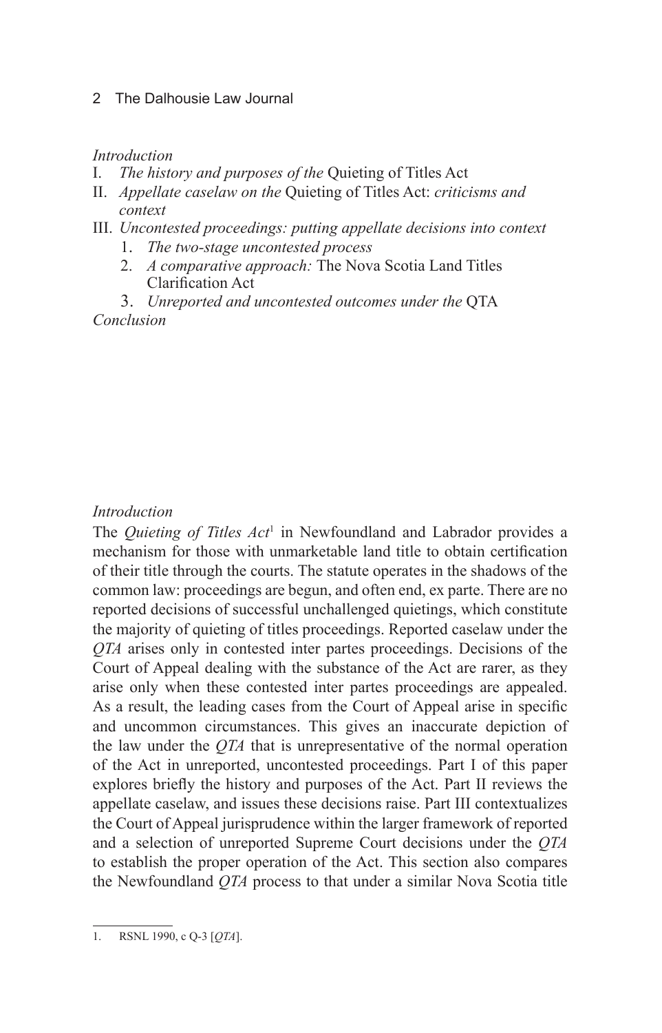*Introduction*

I. *The history and purposes of the* Quieting of Titles Act

II. *Appellate caselaw on the* Quieting of Titles Act: *criticisms and context*

III. *Uncontested proceedings: putting appellate decisions into context*

1. *The two-stage uncontested process*
2. *A comparative approach:* The Nova Scotia Land Titles Clarification Act
3. *Unreported and uncontested outcomes under the* QTA

*Conclusion*

## *Introduction*

The *Quieting of Titles Act*[1] in Newfoundland and Labrador provides a mechanism for those with unmarketable land title to obtain certification of their title through the courts. The statute operates in the shadows of the common law: proceedings are begun, and often end, ex parte. There are no reported decisions of successful unchallenged quietings, which constitute the majority of quieting of titles proceedings. Reported caselaw under the *QTA* arises only in contested inter partes proceedings. Decisions of the Court of Appeal dealing with the substance of the Act are rarer, as they arise only when these contested inter partes proceedings are appealed. As a result, the leading cases from the Court of Appeal arise in specific and uncommon circumstances. This gives an inaccurate depiction of the law under the *QTA* that is unrepresentative of the normal operation of the Act in unreported, uncontested proceedings. Part I of this paper explores briefly the history and purposes of the Act. Part II reviews the appellate caselaw, and issues these decisions raise. Part III contextualizes the Court of Appeal jurisprudence within the larger framework of reported and a selection of unreported Supreme Court decisions under the *QTA* to establish the proper operation of the Act. This section also compares the Newfoundland *QTA* process to that under a similar Nova Scotia title

1. RSNL 1990, c Q-3 [*QTA*].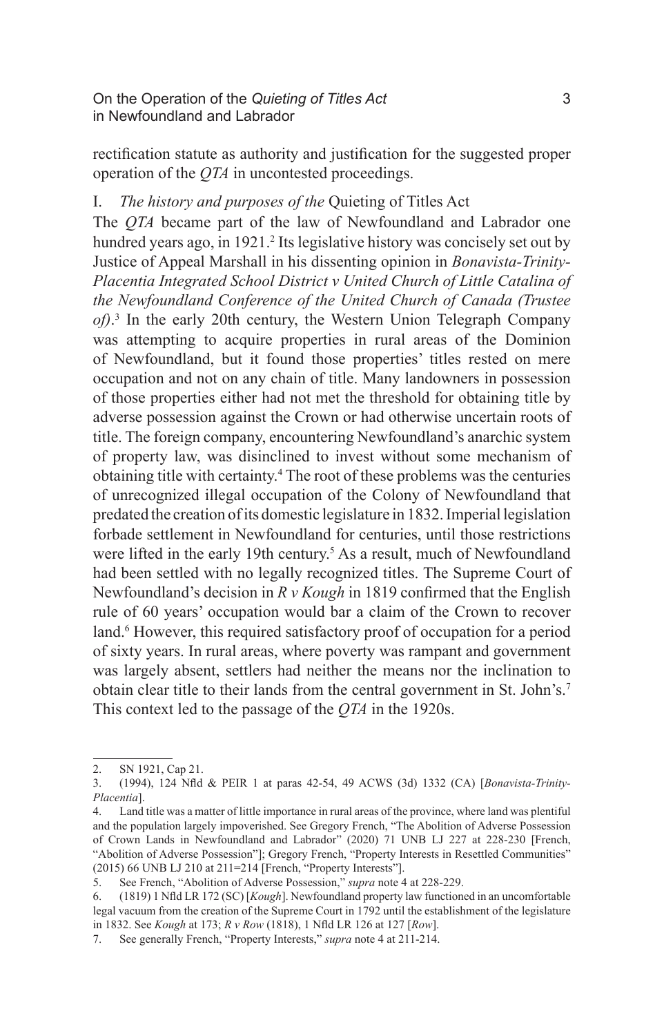rectification statute as authority and justification for the suggested proper operation of the *QTA* in uncontested proceedings.

## I. *The history and purposes of the* Quieting of Titles Act

The *QTA* became part of the law of Newfoundland and Labrador one hundred years ago, in 1921.[2] Its legislative history was concisely set out by Justice of Appeal Marshall in his dissenting opinion in *Bonavista-Trinity-Placentia Integrated School District v United Church of Little Catalina of the Newfoundland Conference of the United Church of Canada (Trustee of)*.[3] In the early 20th century, the Western Union Telegraph Company was attempting to acquire properties in rural areas of the Dominion of Newfoundland, but it found those properties' titles rested on mere occupation and not on any chain of title. Many landowners in possession of those properties either had not met the threshold for obtaining title by adverse possession against the Crown or had otherwise uncertain roots of title. The foreign company, encountering Newfoundland's anarchic system of property law, was disinclined to invest without some mechanism of obtaining title with certainty.[4] The root of these problems was the centuries of unrecognized illegal occupation of the Colony of Newfoundland that predated the creation of its domestic legislature in 1832. Imperial legislation forbade settlement in Newfoundland for centuries, until those restrictions were lifted in the early 19th century.[5] As a result, much of Newfoundland had been settled with no legally recognized titles. The Supreme Court of Newfoundland's decision in *R v Kough* in 1819 confirmed that the English rule of 60 years' occupation would bar a claim of the Crown to recover land.[6] However, this required satisfactory proof of occupation for a period of sixty years. In rural areas, where poverty was rampant and government was largely absent, settlers had neither the means nor the inclination to obtain clear title to their lands from the central government in St. John's.[7] This context led to the passage of the *QTA* in the 1920s.

---

2. SN 1921, Cap 21.
3. (1994), 124 Nfld & PEIR 1 at paras 42-54, 49 ACWS (3d) 1332 (CA) [*Bonavista-Trinity-Placentia*].
4. Land title was a matter of little importance in rural areas of the province, where land was plentiful and the population largely impoverished. See Gregory French, "The Abolition of Adverse Possession of Crown Lands in Newfoundland and Labrador" (2020) 71 UNB LJ 227 at 228-230 [French, "Abolition of Adverse Possession"]; Gregory French, "Property Interests in Resettled Communities" (2015) 66 UNB LJ 210 at 211=214 [French, "Property Interests"].
5. See French, "Abolition of Adverse Possession," *supra* note 4 at 228-229.
6. (1819) 1 Nfld LR 172 (SC) [*Kough*]. Newfoundland property law functioned in an uncomfortable legal vacuum from the creation of the Supreme Court in 1792 until the establishment of the legislature in 1832. See *Kough* at 173; *R v Row* (1818), 1 Nfld LR 126 at 127 [*Row*].
7. See generally French, "Property Interests," *supra* note 4 at 211-214.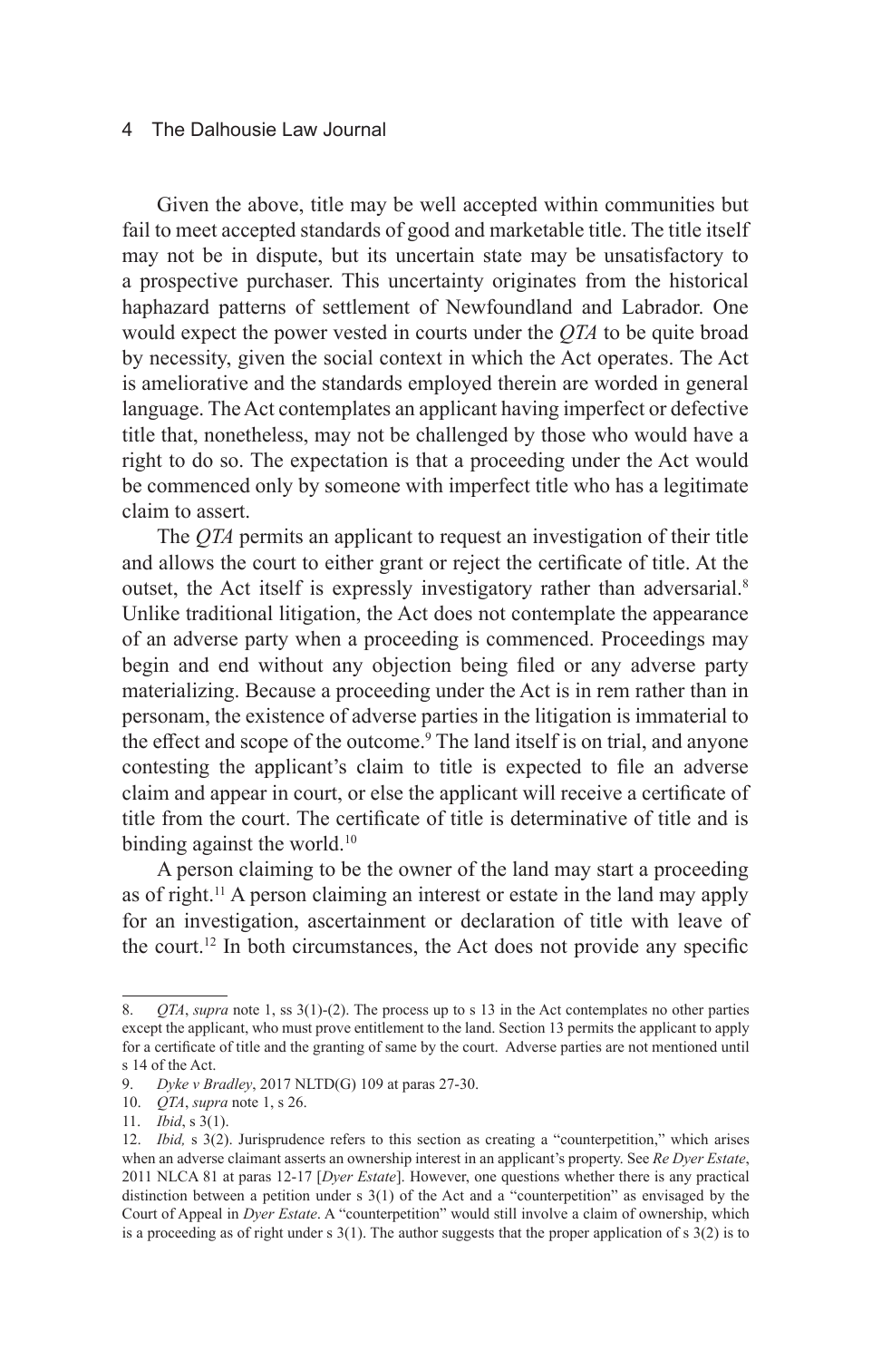Given the above, title may be well accepted within communities but fail to meet accepted standards of good and marketable title. The title itself may not be in dispute, but its uncertain state may be unsatisfactory to a prospective purchaser. This uncertainty originates from the historical haphazard patterns of settlement of Newfoundland and Labrador. One would expect the power vested in courts under the *QTA* to be quite broad by necessity, given the social context in which the Act operates. The Act is ameliorative and the standards employed therein are worded in general language. The Act contemplates an applicant having imperfect or defective title that, nonetheless, may not be challenged by those who would have a right to do so. The expectation is that a proceeding under the Act would be commenced only by someone with imperfect title who has a legitimate claim to assert.

The *QTA* permits an applicant to request an investigation of their title and allows the court to either grant or reject the certificate of title. At the outset, the Act itself is expressly investigatory rather than adversarial.[8] Unlike traditional litigation, the Act does not contemplate the appearance of an adverse party when a proceeding is commenced. Proceedings may begin and end without any objection being filed or any adverse party materializing. Because a proceeding under the Act is in rem rather than in personam, the existence of adverse parties in the litigation is immaterial to the effect and scope of the outcome.[9] The land itself is on trial, and anyone contesting the applicant's claim to title is expected to file an adverse claim and appear in court, or else the applicant will receive a certificate of title from the court. The certificate of title is determinative of title and is binding against the world.[10]

A person claiming to be the owner of the land may start a proceeding as of right.[11] A person claiming an interest or estate in the land may apply for an investigation, ascertainment or declaration of title with leave of the court.[12] In both circumstances, the Act does not provide any specific

---

8. *QTA*, *supra* note 1, ss 3(1)-(2). The process up to s 13 in the Act contemplates no other parties except the applicant, who must prove entitlement to the land. Section 13 permits the applicant to apply for a certificate of title and the granting of same by the court. Adverse parties are not mentioned until s 14 of the Act.

9. *Dyke v Bradley*, 2017 NLTD(G) 109 at paras 27-30.

10. *QTA*, *supra* note 1, s 26.

11. *Ibid*, s 3(1).

12. *Ibid,* s 3(2). Jurisprudence refers to this section as creating a "counterpetition," which arises when an adverse claimant asserts an ownership interest in an applicant's property. See *Re Dyer Estate*, 2011 NLCA 81 at paras 12-17 [*Dyer Estate*]. However, one questions whether there is any practical distinction between a petition under s 3(1) of the Act and a "counterpetition" as envisaged by the Court of Appeal in *Dyer Estate*. A "counterpetition" would still involve a claim of ownership, which is a proceeding as of right under s 3(1). The author suggests that the proper application of s 3(2) is to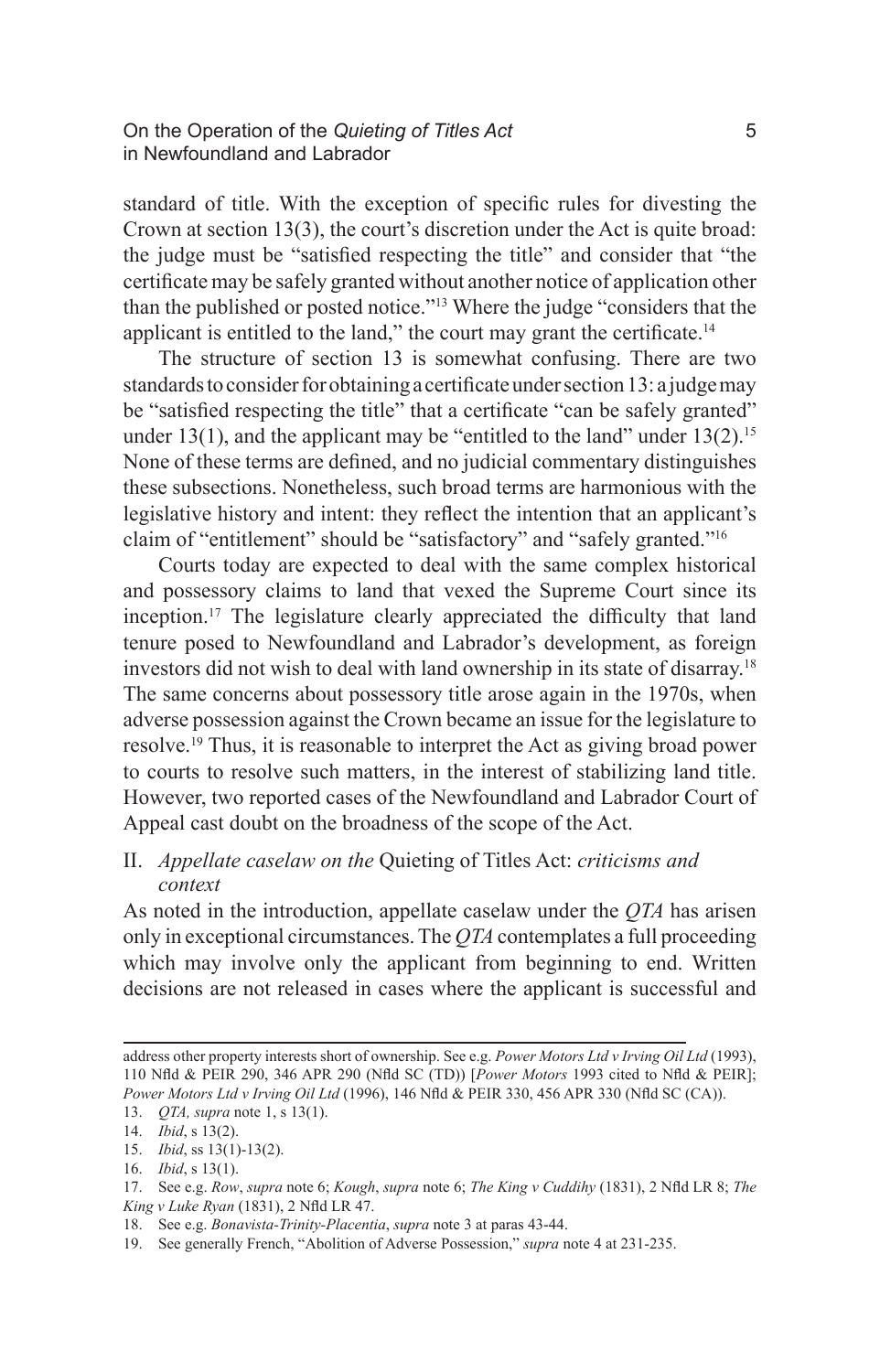standard of title. With the exception of specific rules for divesting the Crown at section 13(3), the court's discretion under the Act is quite broad: the judge must be "satisfied respecting the title" and consider that "the certificate may be safely granted without another notice of application other than the published or posted notice."[13] Where the judge "considers that the applicant is entitled to the land," the court may grant the certificate.[14]

The structure of section 13 is somewhat confusing. There are two standards to consider for obtaining a certificate under section 13: a judge may be "satisfied respecting the title" that a certificate "can be safely granted" under 13(1), and the applicant may be "entitled to the land" under 13(2).[15] None of these terms are defined, and no judicial commentary distinguishes these subsections. Nonetheless, such broad terms are harmonious with the legislative history and intent: they reflect the intention that an applicant's claim of "entitlement" should be "satisfactory" and "safely granted."[16]

Courts today are expected to deal with the same complex historical and possessory claims to land that vexed the Supreme Court since its inception.[17] The legislature clearly appreciated the difficulty that land tenure posed to Newfoundland and Labrador's development, as foreign investors did not wish to deal with land ownership in its state of disarray.[18] The same concerns about possessory title arose again in the 1970s, when adverse possession against the Crown became an issue for the legislature to resolve.[19] Thus, it is reasonable to interpret the Act as giving broad power to courts to resolve such matters, in the interest of stabilizing land title. However, two reported cases of the Newfoundland and Labrador Court of Appeal cast doubt on the broadness of the scope of the Act.

## II. *Appellate caselaw on the* Quieting of Titles Act: *criticisms and context*

As noted in the introduction, appellate caselaw under the *QTA* has arisen only in exceptional circumstances. The *QTA* contemplates a full proceeding which may involve only the applicant from beginning to end. Written decisions are not released in cases where the applicant is successful and

---

address other property interests short of ownership. See e.g. *Power Motors Ltd v Irving Oil Ltd* (1993), 110 Nfld & PEIR 290, 346 APR 290 (Nfld SC (TD)) [*Power Motors* 1993 cited to Nfld & PEIR]; *Power Motors Ltd v Irving Oil Ltd* (1996), 146 Nfld & PEIR 330, 456 APR 330 (Nfld SC (CA)).

13. *QTA, supra* note 1, s 13(1).

14. *Ibid*, s 13(2).

15. *Ibid*, ss 13(1)-13(2).

16. *Ibid*, s 13(1).

17. See e.g. *Row*, *supra* note 6; *Kough*, *supra* note 6; *The King v Cuddihy* (1831), 2 Nfld LR 8; *The King v Luke Ryan* (1831), 2 Nfld LR 47.

18. See e.g. *Bonavista-Trinity-Placentia*, *supra* note 3 at paras 43-44.

19. See generally French, "Abolition of Adverse Possession," *supra* note 4 at 231-235.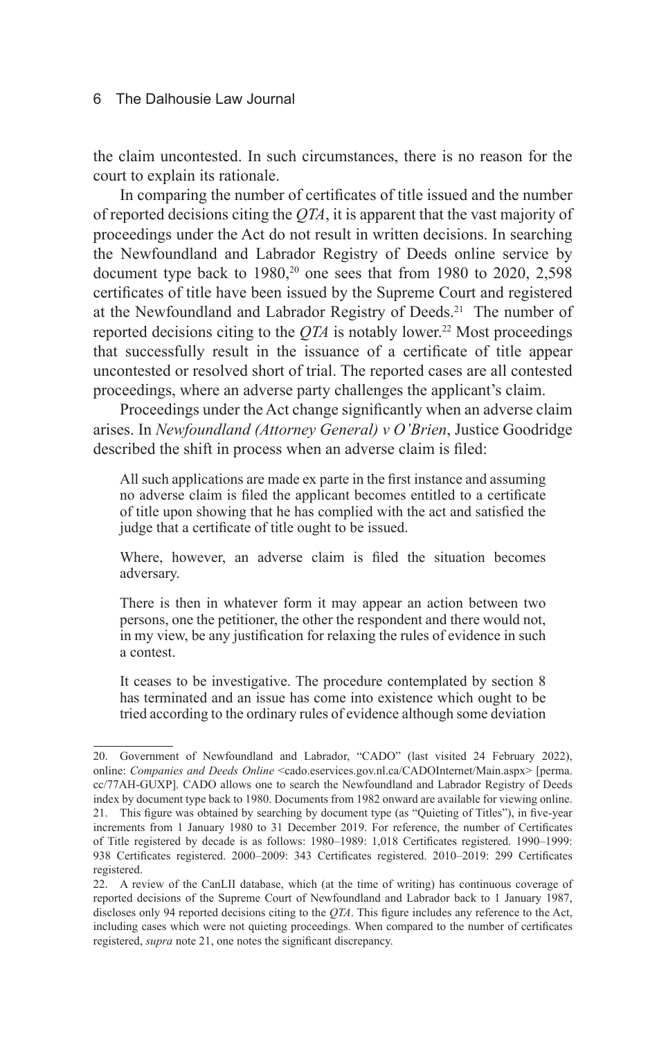the claim uncontested. In such circumstances, there is no reason for the court to explain its rationale.

In comparing the number of certificates of title issued and the number of reported decisions citing the *QTA*, it is apparent that the vast majority of proceedings under the Act do not result in written decisions. In searching the Newfoundland and Labrador Registry of Deeds online service by document type back to 1980,[20] one sees that from 1980 to 2020, 2,598 certificates of title have been issued by the Supreme Court and registered at the Newfoundland and Labrador Registry of Deeds.[21] The number of reported decisions citing to the *QTA* is notably lower.[22] Most proceedings that successfully result in the issuance of a certificate of title appear uncontested or resolved short of trial. The reported cases are all contested proceedings, where an adverse party challenges the applicant's claim.

Proceedings under the Act change significantly when an adverse claim arises. In *Newfoundland (Attorney General) v O'Brien*, Justice Goodridge described the shift in process when an adverse claim is filed:

> All such applications are made ex parte in the first instance and assuming no adverse claim is filed the applicant becomes entitled to a certificate of title upon showing that he has complied with the act and satisfied the judge that a certificate of title ought to be issued.
>
> Where, however, an adverse claim is filed the situation becomes adversary.
>
> There is then in whatever form it may appear an action between two persons, one the petitioner, the other the respondent and there would not, in my view, be any justification for relaxing the rules of evidence in such a contest.
>
> It ceases to be investigative. The procedure contemplated by section 8 has terminated and an issue has come into existence which ought to be tried according to the ordinary rules of evidence although some deviation

---

20. Government of Newfoundland and Labrador, "CADO" (last visited 24 February 2022), online: *Companies and Deeds Online* <cado.eservices.gov.nl.ca/CADOInternet/Main.aspx> [perma.cc/77AH-GUXP]. CADO allows one to search the Newfoundland and Labrador Registry of Deeds index by document type back to 1980. Documents from 1982 onward are available for viewing online.

21. This figure was obtained by searching by document type (as "Quieting of Titles"), in five-year increments from 1 January 1980 to 31 December 2019. For reference, the number of Certificates of Title registered by decade is as follows: 1980–1989: 1,018 Certificates registered. 1990–1999: 938 Certificates registered. 2000–2009: 343 Certificates registered. 2010–2019: 299 Certificates registered.

22. A review of the CanLII database, which (at the time of writing) has continuous coverage of reported decisions of the Supreme Court of Newfoundland and Labrador back to 1 January 1987, discloses only 94 reported decisions citing to the *QTA*. This figure includes any reference to the Act, including cases which were not quieting proceedings. When compared to the number of certificates registered, *supra* note 21, one notes the significant discrepancy.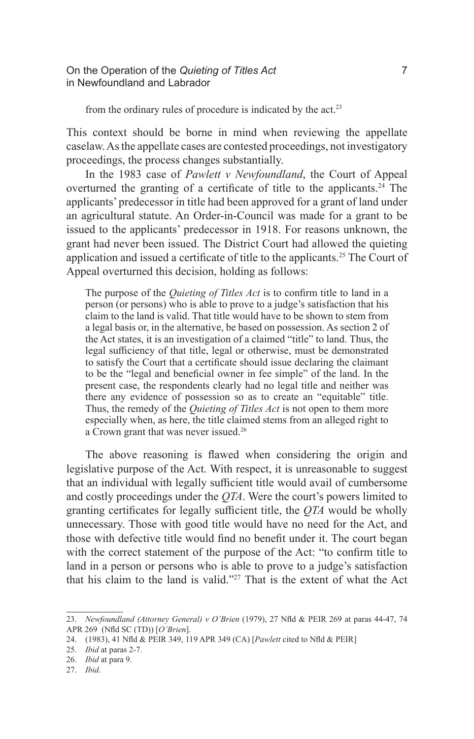from the ordinary rules of procedure is indicated by the act.[23]

This context should be borne in mind when reviewing the appellate caselaw. As the appellate cases are contested proceedings, not investigatory proceedings, the process changes substantially.

In the 1983 case of *Pawlett v Newfoundland*, the Court of Appeal overturned the granting of a certificate of title to the applicants.[24] The applicants' predecessor in title had been approved for a grant of land under an agricultural statute. An Order-in-Council was made for a grant to be issued to the applicants' predecessor in 1918. For reasons unknown, the grant had never been issued. The District Court had allowed the quieting application and issued a certificate of title to the applicants.[25] The Court of Appeal overturned this decision, holding as follows:

> The purpose of the *Quieting of Titles Act* is to confirm title to land in a person (or persons) who is able to prove to a judge's satisfaction that his claim to the land is valid. That title would have to be shown to stem from a legal basis or, in the alternative, be based on possession. As section 2 of the Act states, it is an investigation of a claimed "title" to land. Thus, the legal sufficiency of that title, legal or otherwise, must be demonstrated to satisfy the Court that a certificate should issue declaring the claimant to be the "legal and beneficial owner in fee simple" of the land. In the present case, the respondents clearly had no legal title and neither was there any evidence of possession so as to create an "equitable" title. Thus, the remedy of the *Quieting of Titles Act* is not open to them more especially when, as here, the title claimed stems from an alleged right to a Crown grant that was never issued.[26]

The above reasoning is flawed when considering the origin and legislative purpose of the Act. With respect, it is unreasonable to suggest that an individual with legally sufficient title would avail of cumbersome and costly proceedings under the *QTA*. Were the court's powers limited to granting certificates for legally sufficient title, the *QTA* would be wholly unnecessary. Those with good title would have no need for the Act, and those with defective title would find no benefit under it. The court began with the correct statement of the purpose of the Act: "to confirm title to land in a person or persons who is able to prove to a judge's satisfaction that his claim to the land is valid."[27] That is the extent of what the Act

---

23. *Newfoundland (Attorney General) v O'Brien* (1979), 27 Nfld & PEIR 269 at paras 44-47, 74 APR 269 (Nfld SC (TD)) [*O'Brien*].

24. (1983), 41 Nfld & PEIR 349, 119 APR 349 (CA) [*Pawlett* cited to Nfld & PEIR]

25. *Ibid* at paras 2-7.

26. *Ibid* at para 9.

27. *Ibid*.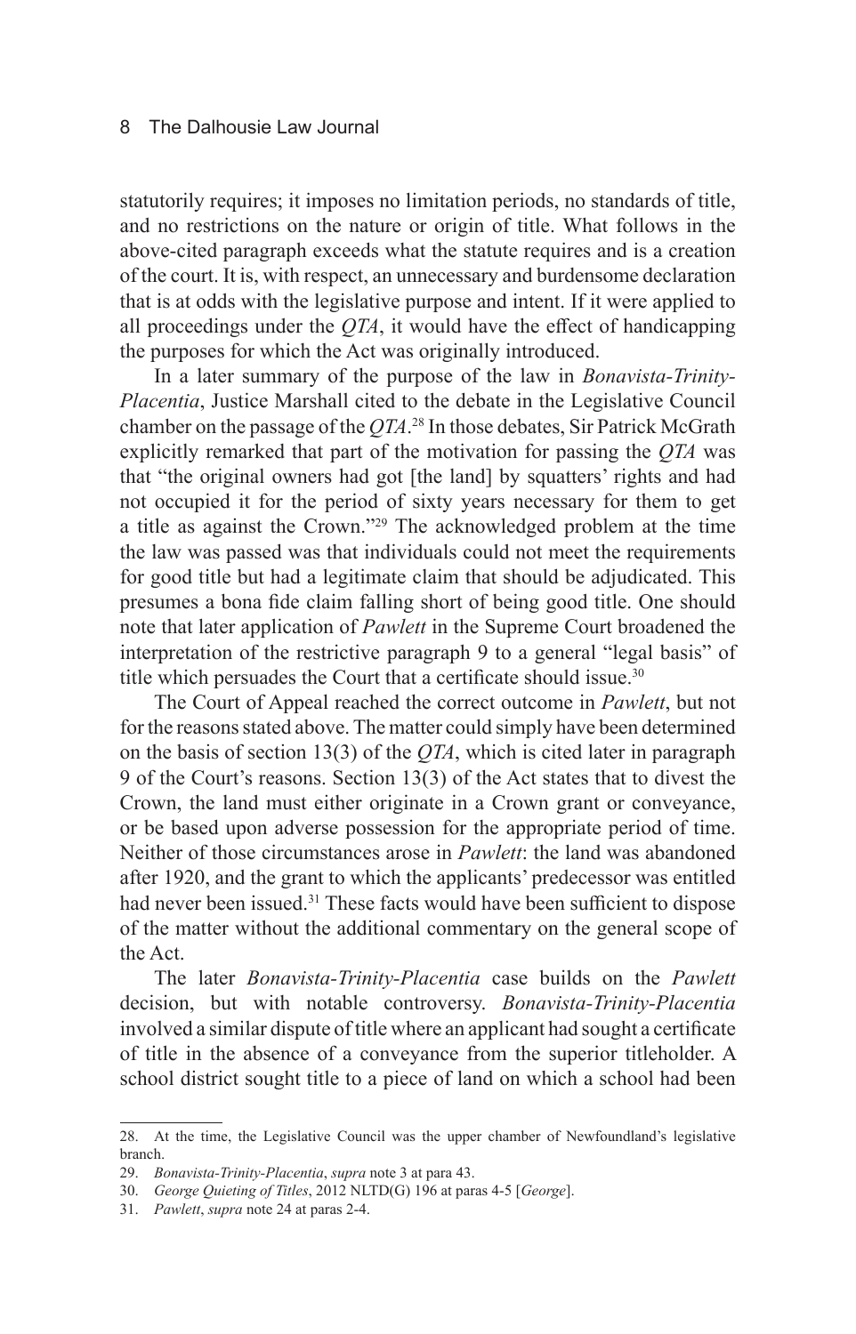statutorily requires; it imposes no limitation periods, no standards of title, and no restrictions on the nature or origin of title. What follows in the above-cited paragraph exceeds what the statute requires and is a creation of the court. It is, with respect, an unnecessary and burdensome declaration that is at odds with the legislative purpose and intent. If it were applied to all proceedings under the *QTA*, it would have the effect of handicapping the purposes for which the Act was originally introduced.

In a later summary of the purpose of the law in *Bonavista-Trinity-Placentia*, Justice Marshall cited to the debate in the Legislative Council chamber on the passage of the *QTA*.[28] In those debates, Sir Patrick McGrath explicitly remarked that part of the motivation for passing the *QTA* was that "the original owners had got [the land] by squatters' rights and had not occupied it for the period of sixty years necessary for them to get a title as against the Crown."[29] The acknowledged problem at the time the law was passed was that individuals could not meet the requirements for good title but had a legitimate claim that should be adjudicated. This presumes a bona fide claim falling short of being good title. One should note that later application of *Pawlett* in the Supreme Court broadened the interpretation of the restrictive paragraph 9 to a general "legal basis" of title which persuades the Court that a certificate should issue.[30]

The Court of Appeal reached the correct outcome in *Pawlett*, but not for the reasons stated above. The matter could simply have been determined on the basis of section 13(3) of the *QTA*, which is cited later in paragraph 9 of the Court's reasons. Section 13(3) of the Act states that to divest the Crown, the land must either originate in a Crown grant or conveyance, or be based upon adverse possession for the appropriate period of time. Neither of those circumstances arose in *Pawlett*: the land was abandoned after 1920, and the grant to which the applicants' predecessor was entitled had never been issued.[31] These facts would have been sufficient to dispose of the matter without the additional commentary on the general scope of the Act.

The later *Bonavista-Trinity-Placentia* case builds on the *Pawlett* decision, but with notable controversy. *Bonavista-Trinity-Placentia* involved a similar dispute of title where an applicant had sought a certificate of title in the absence of a conveyance from the superior titleholder. A school district sought title to a piece of land on which a school had been

---

28. At the time, the Legislative Council was the upper chamber of Newfoundland's legislative branch.

29. *Bonavista-Trinity-Placentia*, *supra* note 3 at para 43.

30. *George Quieting of Titles*, 2012 NLTD(G) 196 at paras 4-5 [*George*].

31. *Pawlett*, *supra* note 24 at paras 2-4.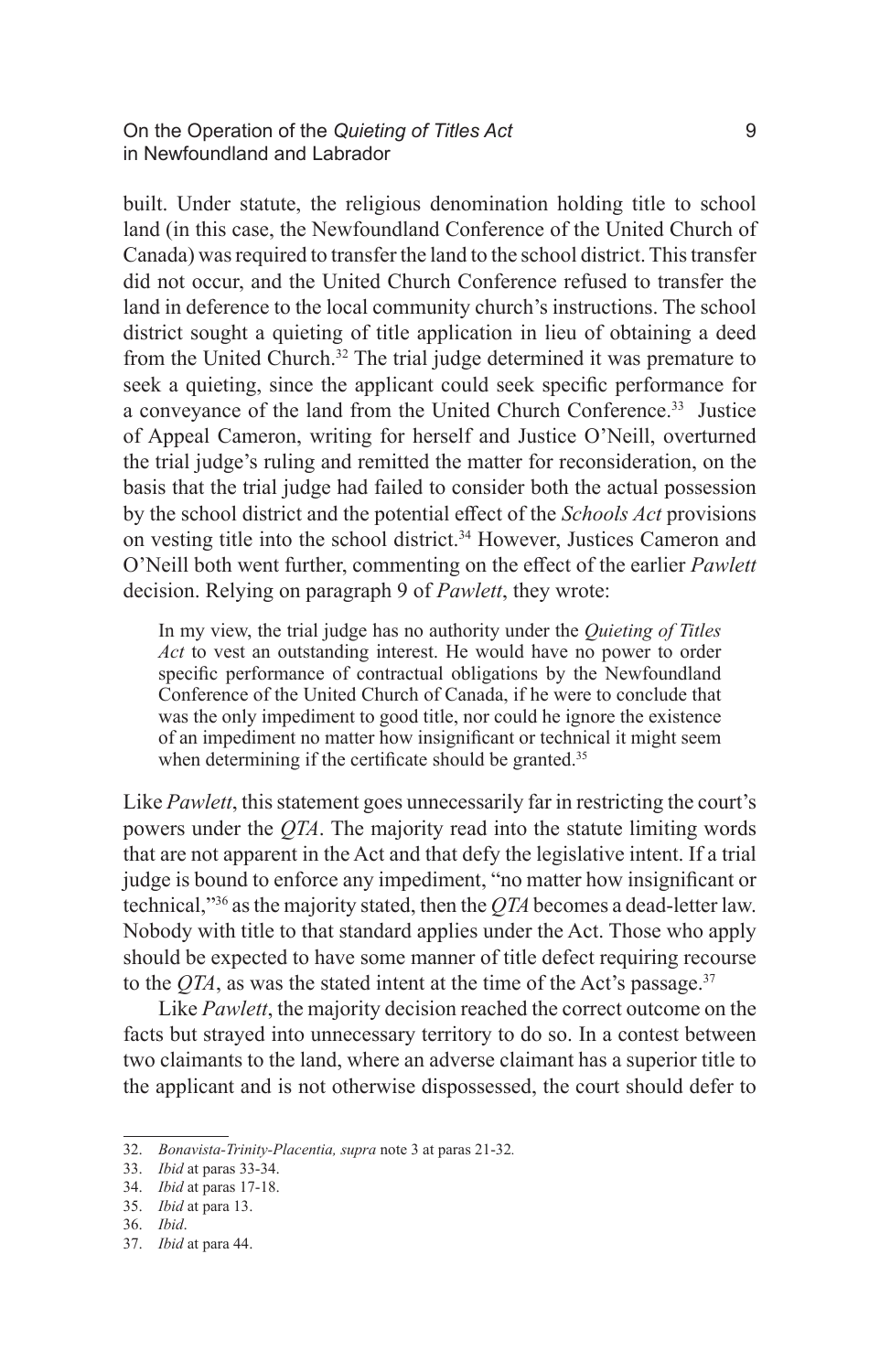built. Under statute, the religious denomination holding title to school land (in this case, the Newfoundland Conference of the United Church of Canada) was required to transfer the land to the school district. This transfer did not occur, and the United Church Conference refused to transfer the land in deference to the local community church's instructions. The school district sought a quieting of title application in lieu of obtaining a deed from the United Church.[32] The trial judge determined it was premature to seek a quieting, since the applicant could seek specific performance for a conveyance of the land from the United Church Conference.[33] Justice of Appeal Cameron, writing for herself and Justice O'Neill, overturned the trial judge's ruling and remitted the matter for reconsideration, on the basis that the trial judge had failed to consider both the actual possession by the school district and the potential effect of the *Schools Act* provisions on vesting title into the school district.[34] However, Justices Cameron and O'Neill both went further, commenting on the effect of the earlier *Pawlett* decision. Relying on paragraph 9 of *Pawlett*, they wrote:

> In my view, the trial judge has no authority under the *Quieting of Titles Act* to vest an outstanding interest. He would have no power to order specific performance of contractual obligations by the Newfoundland Conference of the United Church of Canada, if he were to conclude that was the only impediment to good title, nor could he ignore the existence of an impediment no matter how insignificant or technical it might seem when determining if the certificate should be granted.[35]

Like *Pawlett*, this statement goes unnecessarily far in restricting the court's powers under the *QTA*. The majority read into the statute limiting words that are not apparent in the Act and that defy the legislative intent. If a trial judge is bound to enforce any impediment, "no matter how insignificant or technical,"[36] as the majority stated, then the *QTA* becomes a dead-letter law. Nobody with title to that standard applies under the Act. Those who apply should be expected to have some manner of title defect requiring recourse to the *QTA*, as was the stated intent at the time of the Act's passage.[37]

Like *Pawlett*, the majority decision reached the correct outcome on the facts but strayed into unnecessary territory to do so. In a contest between two claimants to the land, where an adverse claimant has a superior title to the applicant and is not otherwise dispossessed, the court should defer to

---

32. *Bonavista-Trinity-Placentia, supra* note 3 at paras 21-32.
33. *Ibid* at paras 33-34.
34. *Ibid* at paras 17-18.
35. *Ibid* at para 13.
36. *Ibid*.
37. *Ibid* at para 44.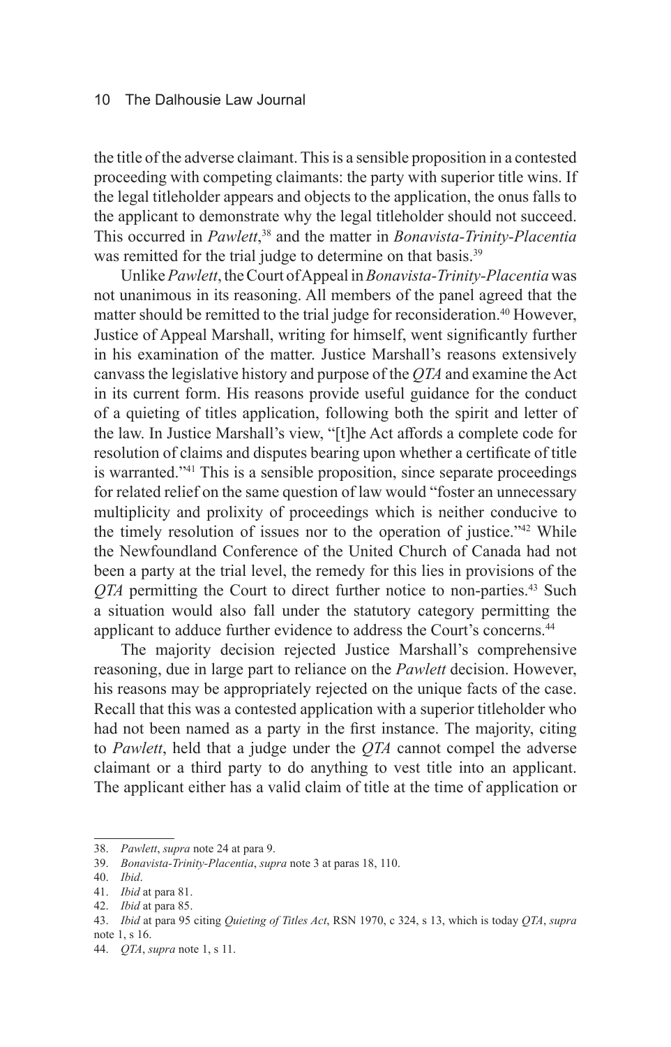the title of the adverse claimant. This is a sensible proposition in a contested proceeding with competing claimants: the party with superior title wins. If the legal titleholder appears and objects to the application, the onus falls to the applicant to demonstrate why the legal titleholder should not succeed. This occurred in *Pawlett*,[38] and the matter in *Bonavista-Trinity-Placentia* was remitted for the trial judge to determine on that basis.[39]

Unlike *Pawlett*, the Court of Appeal in *Bonavista-Trinity-Placentia* was not unanimous in its reasoning. All members of the panel agreed that the matter should be remitted to the trial judge for reconsideration.[40] However, Justice of Appeal Marshall, writing for himself, went significantly further in his examination of the matter. Justice Marshall's reasons extensively canvass the legislative history and purpose of the *QTA* and examine the Act in its current form. His reasons provide useful guidance for the conduct of a quieting of titles application, following both the spirit and letter of the law. In Justice Marshall's view, "[t]he Act affords a complete code for resolution of claims and disputes bearing upon whether a certificate of title is warranted."[41] This is a sensible proposition, since separate proceedings for related relief on the same question of law would "foster an unnecessary multiplicity and prolixity of proceedings which is neither conducive to the timely resolution of issues nor to the operation of justice."[42] While the Newfoundland Conference of the United Church of Canada had not been a party at the trial level, the remedy for this lies in provisions of the *QTA* permitting the Court to direct further notice to non-parties.[43] Such a situation would also fall under the statutory category permitting the applicant to adduce further evidence to address the Court's concerns.[44]

The majority decision rejected Justice Marshall's comprehensive reasoning, due in large part to reliance on the *Pawlett* decision. However, his reasons may be appropriately rejected on the unique facts of the case. Recall that this was a contested application with a superior titleholder who had not been named as a party in the first instance. The majority, citing to *Pawlett*, held that a judge under the *QTA* cannot compel the adverse claimant or a third party to do anything to vest title into an applicant. The applicant either has a valid claim of title at the time of application or

38. *Pawlett*, *supra* note 24 at para 9.

39. *Bonavista-Trinity-Placentia*, *supra* note 3 at paras 18, 110.

40. *Ibid*.

41. *Ibid* at para 81.

42. *Ibid* at para 85.

43. *Ibid* at para 95 citing *Quieting of Titles Act*, RSN 1970, c 324, s 13, which is today *QTA*, *supra* note 1, s 16.

44. *QTA*, *supra* note 1, s 11.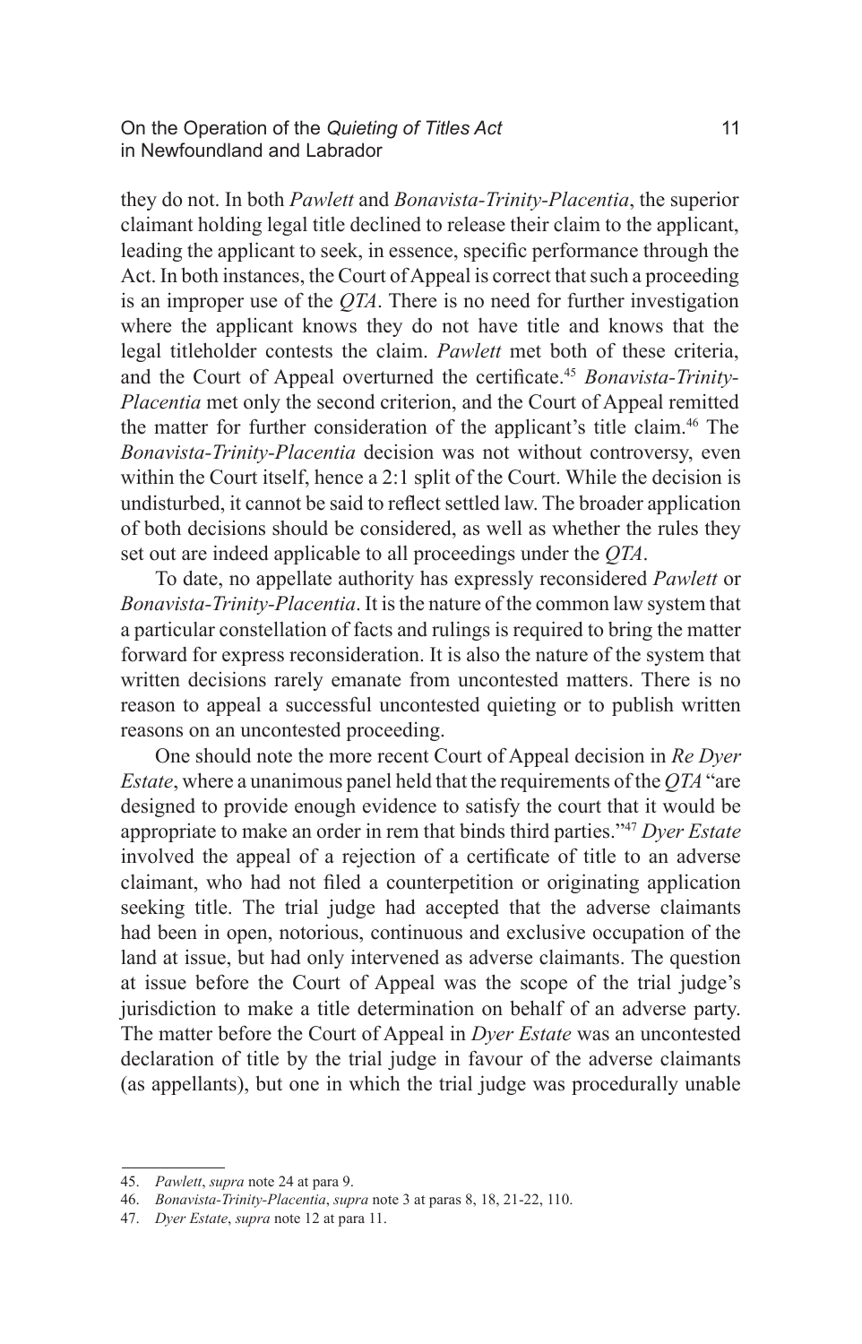they do not. In both *Pawlett* and *Bonavista-Trinity-Placentia*, the superior claimant holding legal title declined to release their claim to the applicant, leading the applicant to seek, in essence, specific performance through the Act. In both instances, the Court of Appeal is correct that such a proceeding is an improper use of the *QTA*. There is no need for further investigation where the applicant knows they do not have title and knows that the legal titleholder contests the claim. *Pawlett* met both of these criteria, and the Court of Appeal overturned the certificate.[45] *Bonavista-Trinity-Placentia* met only the second criterion, and the Court of Appeal remitted the matter for further consideration of the applicant's title claim.[46] The *Bonavista-Trinity-Placentia* decision was not without controversy, even within the Court itself, hence a 2:1 split of the Court. While the decision is undisturbed, it cannot be said to reflect settled law. The broader application of both decisions should be considered, as well as whether the rules they set out are indeed applicable to all proceedings under the *QTA*.

To date, no appellate authority has expressly reconsidered *Pawlett* or *Bonavista-Trinity-Placentia*. It is the nature of the common law system that a particular constellation of facts and rulings is required to bring the matter forward for express reconsideration. It is also the nature of the system that written decisions rarely emanate from uncontested matters. There is no reason to appeal a successful uncontested quieting or to publish written reasons on an uncontested proceeding.

One should note the more recent Court of Appeal decision in *Re Dyer Estate*, where a unanimous panel held that the requirements of the *QTA* "are designed to provide enough evidence to satisfy the court that it would be appropriate to make an order in rem that binds third parties."[47] *Dyer Estate* involved the appeal of a rejection of a certificate of title to an adverse claimant, who had not filed a counterpetition or originating application seeking title. The trial judge had accepted that the adverse claimants had been in open, notorious, continuous and exclusive occupation of the land at issue, but had only intervened as adverse claimants. The question at issue before the Court of Appeal was the scope of the trial judge's jurisdiction to make a title determination on behalf of an adverse party. The matter before the Court of Appeal in *Dyer Estate* was an uncontested declaration of title by the trial judge in favour of the adverse claimants (as appellants), but one in which the trial judge was procedurally unable

---

45. *Pawlett*, *supra* note 24 at para 9.

46. *Bonavista-Trinity-Placentia*, *supra* note 3 at paras 8, 18, 21-22, 110.

47. *Dyer Estate*, *supra* note 12 at para 11.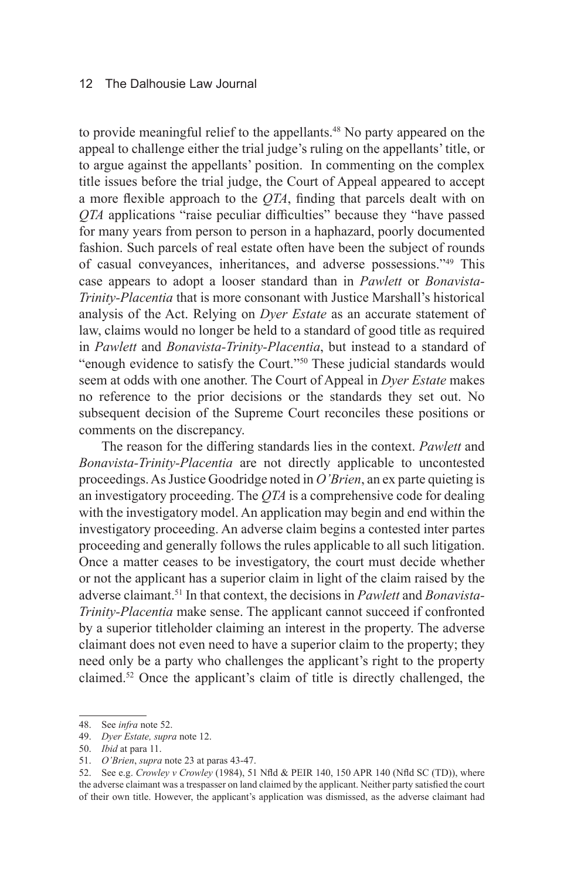to provide meaningful relief to the appellants.[48] No party appeared on the appeal to challenge either the trial judge's ruling on the appellants' title, or to argue against the appellants' position. In commenting on the complex title issues before the trial judge, the Court of Appeal appeared to accept a more flexible approach to the *QTA*, finding that parcels dealt with on *QTA* applications "raise peculiar difficulties" because they "have passed for many years from person to person in a haphazard, poorly documented fashion. Such parcels of real estate often have been the subject of rounds of casual conveyances, inheritances, and adverse possessions."[49] This case appears to adopt a looser standard than in *Pawlett* or *Bonavista-Trinity-Placentia* that is more consonant with Justice Marshall's historical analysis of the Act. Relying on *Dyer Estate* as an accurate statement of law, claims would no longer be held to a standard of good title as required in *Pawlett* and *Bonavista-Trinity-Placentia*, but instead to a standard of "enough evidence to satisfy the Court."[50] These judicial standards would seem at odds with one another. The Court of Appeal in *Dyer Estate* makes no reference to the prior decisions or the standards they set out. No subsequent decision of the Supreme Court reconciles these positions or comments on the discrepancy.

The reason for the differing standards lies in the context. *Pawlett* and *Bonavista-Trinity-Placentia* are not directly applicable to uncontested proceedings. As Justice Goodridge noted in *O'Brien*, an ex parte quieting is an investigatory proceeding. The *QTA* is a comprehensive code for dealing with the investigatory model. An application may begin and end within the investigatory proceeding. An adverse claim begins a contested inter partes proceeding and generally follows the rules applicable to all such litigation. Once a matter ceases to be investigatory, the court must decide whether or not the applicant has a superior claim in light of the claim raised by the adverse claimant.[51] In that context, the decisions in *Pawlett* and *Bonavista-Trinity-Placentia* make sense. The applicant cannot succeed if confronted by a superior titleholder claiming an interest in the property. The adverse claimant does not even need to have a superior claim to the property; they need only be a party who challenges the applicant's right to the property claimed.[52] Once the applicant's claim of title is directly challenged, the

48. See *infra* note 52.

49. *Dyer Estate, supra* note 12.

50. *Ibid* at para 11.

51. *O'Brien*, *supra* note 23 at paras 43-47.

52. See e.g. *Crowley v Crowley* (1984), 51 Nfld & PEIR 140, 150 APR 140 (Nfld SC (TD)), where the adverse claimant was a trespasser on land claimed by the applicant. Neither party satisfied the court of their own title. However, the applicant's application was dismissed, as the adverse claimant had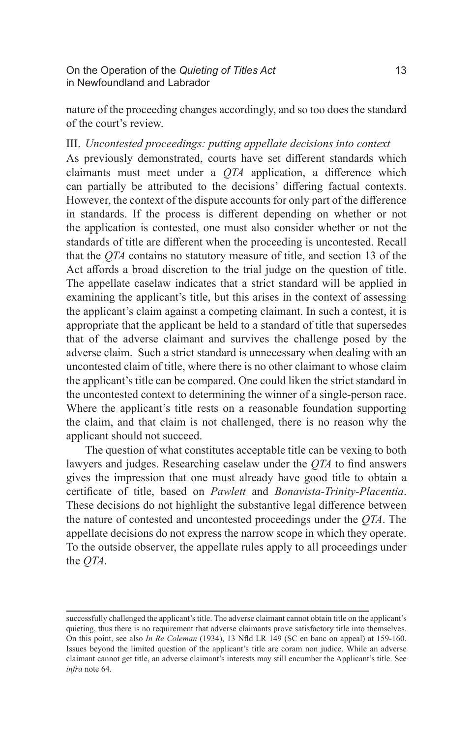nature of the proceeding changes accordingly, and so too does the standard of the court's review.

### III. *Uncontested proceedings: putting appellate decisions into context*

As previously demonstrated, courts have set different standards which claimants must meet under a *QTA* application, a difference which can partially be attributed to the decisions' differing factual contexts. However, the context of the dispute accounts for only part of the difference in standards. If the process is different depending on whether or not the application is contested, one must also consider whether or not the standards of title are different when the proceeding is uncontested. Recall that the *QTA* contains no statutory measure of title, and section 13 of the Act affords a broad discretion to the trial judge on the question of title. The appellate caselaw indicates that a strict standard will be applied in examining the applicant's title, but this arises in the context of assessing the applicant's claim against a competing claimant. In such a contest, it is appropriate that the applicant be held to a standard of title that supersedes that of the adverse claimant and survives the challenge posed by the adverse claim. Such a strict standard is unnecessary when dealing with an uncontested claim of title, where there is no other claimant to whose claim the applicant's title can be compared. One could liken the strict standard in the uncontested context to determining the winner of a single-person race. Where the applicant's title rests on a reasonable foundation supporting the claim, and that claim is not challenged, there is no reason why the applicant should not succeed.

The question of what constitutes acceptable title can be vexing to both lawyers and judges. Researching caselaw under the *QTA* to find answers gives the impression that one must already have good title to obtain a certificate of title, based on *Pawlett* and *Bonavista-Trinity-Placentia*. These decisions do not highlight the substantive legal difference between the nature of contested and uncontested proceedings under the *QTA*. The appellate decisions do not express the narrow scope in which they operate. To the outside observer, the appellate rules apply to all proceedings under the *QTA*.

---

successfully challenged the applicant's title. The adverse claimant cannot obtain title on the applicant's quieting, thus there is no requirement that adverse claimants prove satisfactory title into themselves. On this point, see also *In Re Coleman* (1934), 13 Nfld LR 149 (SC en banc on appeal) at 159-160. Issues beyond the limited question of the applicant's title are coram non judice. While an adverse claimant cannot get title, an adverse claimant's interests may still encumber the Applicant's title. See *infra* note 64.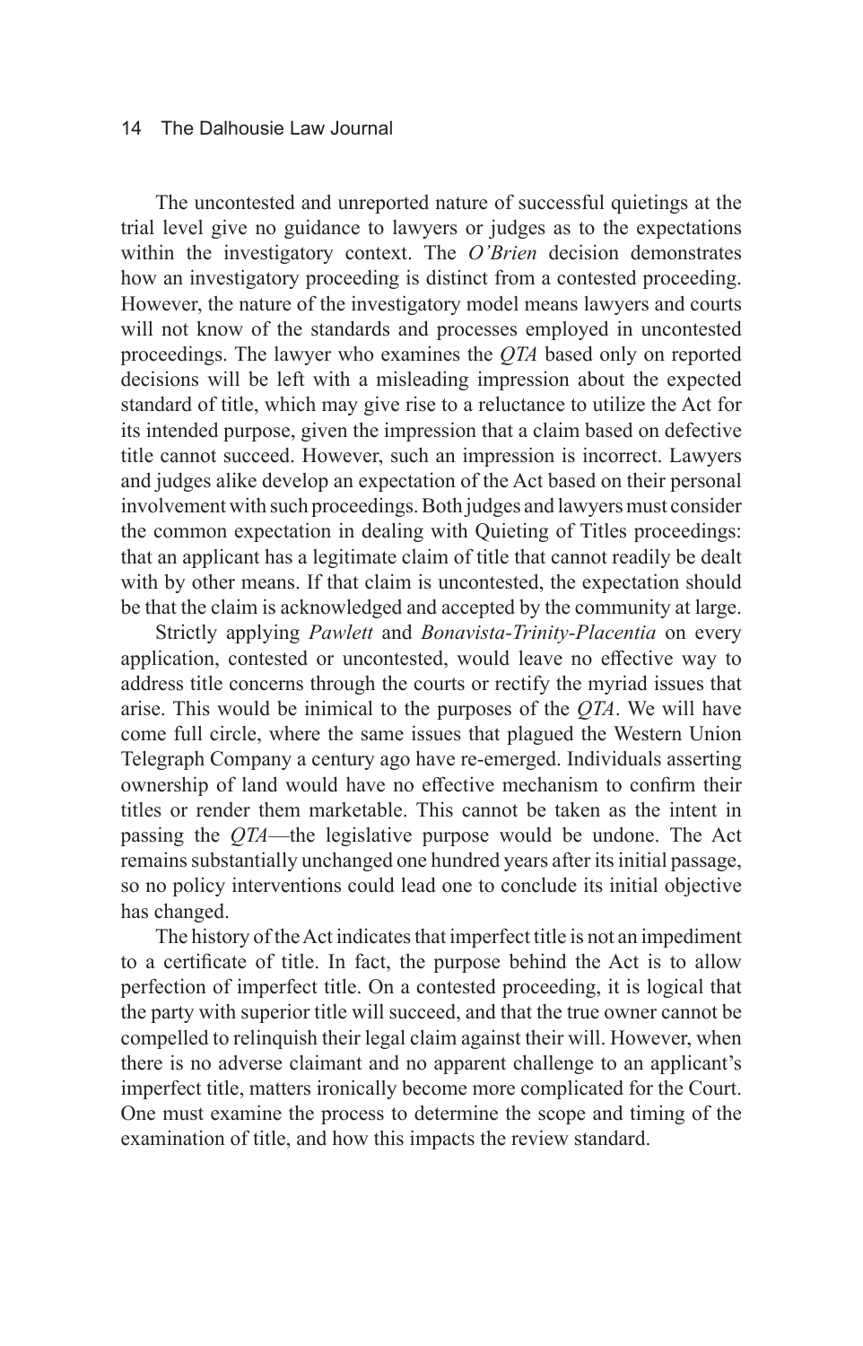The uncontested and unreported nature of successful quietings at the trial level give no guidance to lawyers or judges as to the expectations within the investigatory context. The *O'Brien* decision demonstrates how an investigatory proceeding is distinct from a contested proceeding. However, the nature of the investigatory model means lawyers and courts will not know of the standards and processes employed in uncontested proceedings. The lawyer who examines the *QTA* based only on reported decisions will be left with a misleading impression about the expected standard of title, which may give rise to a reluctance to utilize the Act for its intended purpose, given the impression that a claim based on defective title cannot succeed. However, such an impression is incorrect. Lawyers and judges alike develop an expectation of the Act based on their personal involvement with such proceedings. Both judges and lawyers must consider the common expectation in dealing with Quieting of Titles proceedings: that an applicant has a legitimate claim of title that cannot readily be dealt with by other means. If that claim is uncontested, the expectation should be that the claim is acknowledged and accepted by the community at large.

Strictly applying *Pawlett* and *Bonavista-Trinity-Placentia* on every application, contested or uncontested, would leave no effective way to address title concerns through the courts or rectify the myriad issues that arise. This would be inimical to the purposes of the *QTA*. We will have come full circle, where the same issues that plagued the Western Union Telegraph Company a century ago have re-emerged. Individuals asserting ownership of land would have no effective mechanism to confirm their titles or render them marketable. This cannot be taken as the intent in passing the *QTA*—the legislative purpose would be undone. The Act remains substantially unchanged one hundred years after its initial passage, so no policy interventions could lead one to conclude its initial objective has changed.

The history of the Act indicates that imperfect title is not an impediment to a certificate of title. In fact, the purpose behind the Act is to allow perfection of imperfect title. On a contested proceeding, it is logical that the party with superior title will succeed, and that the true owner cannot be compelled to relinquish their legal claim against their will. However, when there is no adverse claimant and no apparent challenge to an applicant's imperfect title, matters ironically become more complicated for the Court. One must examine the process to determine the scope and timing of the examination of title, and how this impacts the review standard.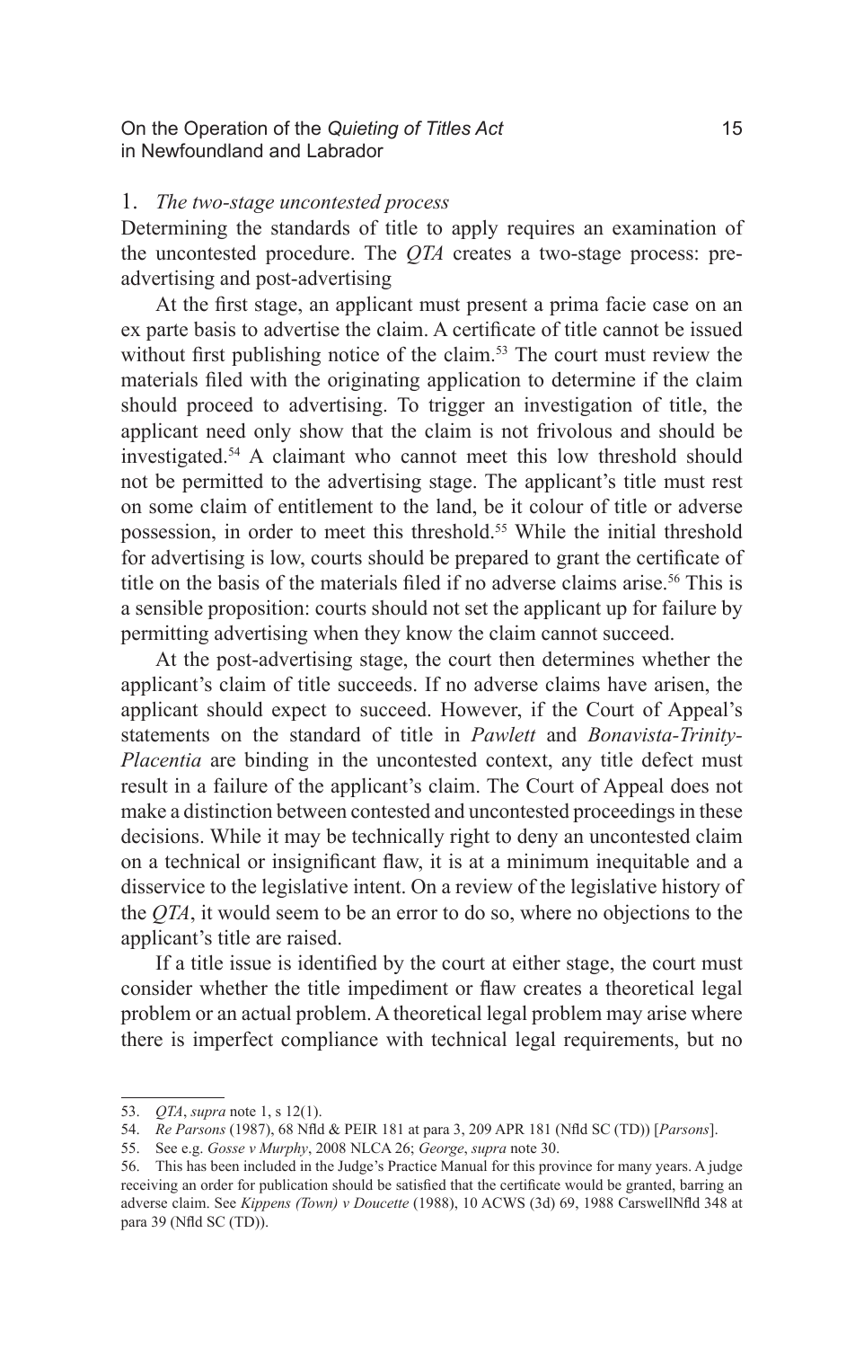### 1. *The two-stage uncontested process*

Determining the standards of title to apply requires an examination of the uncontested procedure. The *QTA* creates a two-stage process: pre-advertising and post-advertising

At the first stage, an applicant must present a prima facie case on an ex parte basis to advertise the claim. A certificate of title cannot be issued without first publishing notice of the claim.[53] The court must review the materials filed with the originating application to determine if the claim should proceed to advertising. To trigger an investigation of title, the applicant need only show that the claim is not frivolous and should be investigated.[54] A claimant who cannot meet this low threshold should not be permitted to the advertising stage. The applicant's title must rest on some claim of entitlement to the land, be it colour of title or adverse possession, in order to meet this threshold.[55] While the initial threshold for advertising is low, courts should be prepared to grant the certificate of title on the basis of the materials filed if no adverse claims arise.[56] This is a sensible proposition: courts should not set the applicant up for failure by permitting advertising when they know the claim cannot succeed.

At the post-advertising stage, the court then determines whether the applicant's claim of title succeeds. If no adverse claims have arisen, the applicant should expect to succeed. However, if the Court of Appeal's statements on the standard of title in *Pawlett* and *Bonavista-Trinity-Placentia* are binding in the uncontested context, any title defect must result in a failure of the applicant's claim. The Court of Appeal does not make a distinction between contested and uncontested proceedings in these decisions. While it may be technically right to deny an uncontested claim on a technical or insignificant flaw, it is at a minimum inequitable and a disservice to the legislative intent. On a review of the legislative history of the *QTA*, it would seem to be an error to do so, where no objections to the applicant's title are raised.

If a title issue is identified by the court at either stage, the court must consider whether the title impediment or flaw creates a theoretical legal problem or an actual problem. A theoretical legal problem may arise where there is imperfect compliance with technical legal requirements, but no

---

53. *QTA*, *supra* note 1, s 12(1).

54. *Re Parsons* (1987), 68 Nfld & PEIR 181 at para 3, 209 APR 181 (Nfld SC (TD)) [*Parsons*].

55. See e.g. *Gosse v Murphy*, 2008 NLCA 26; *George*, *supra* note 30.

56. This has been included in the Judge's Practice Manual for this province for many years. A judge receiving an order for publication should be satisfied that the certificate would be granted, barring an adverse claim. See *Kippens (Town) v Doucette* (1988), 10 ACWS (3d) 69, 1988 CarswellNfld 348 at para 39 (Nfld SC (TD)).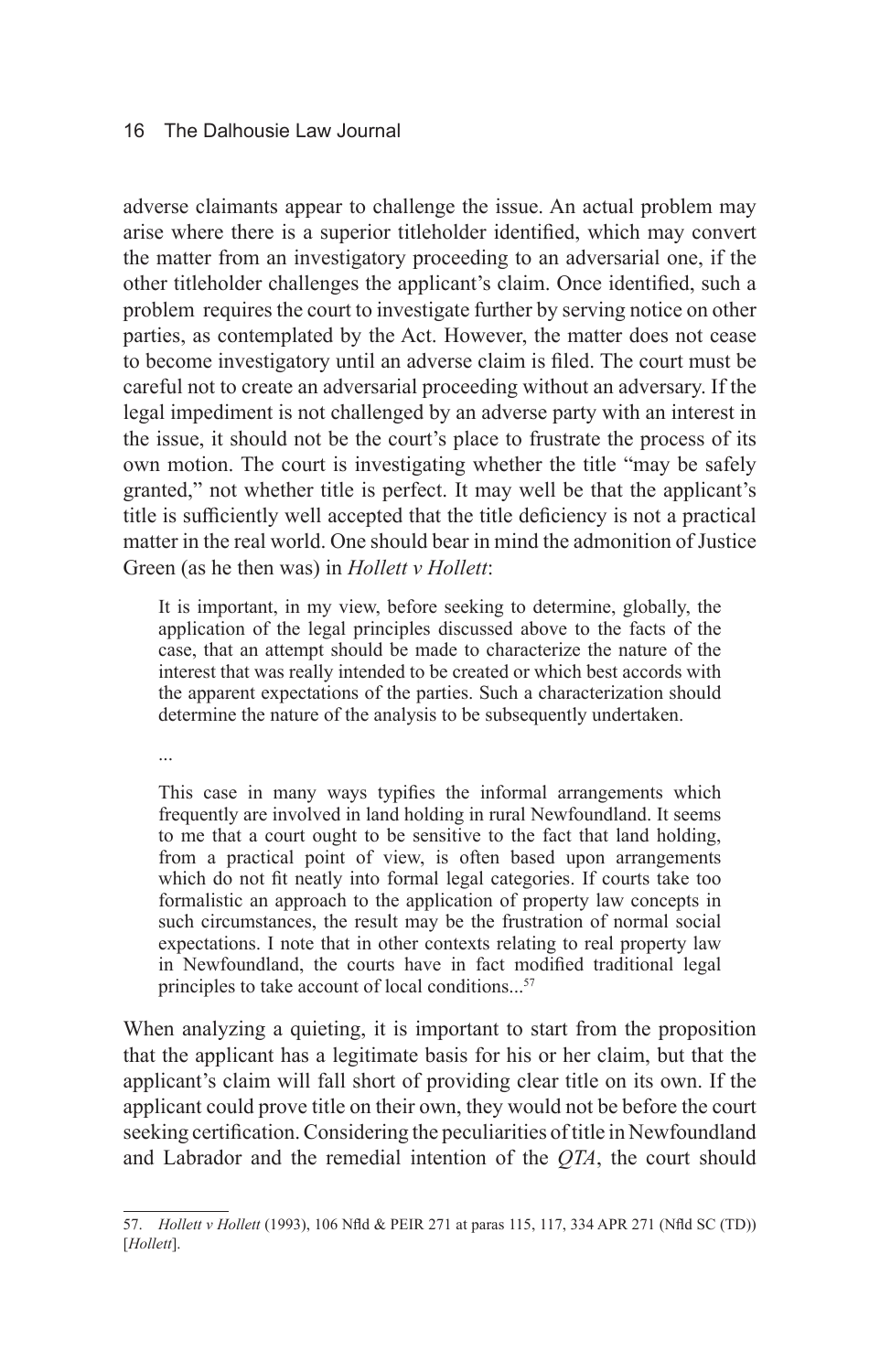adverse claimants appear to challenge the issue. An actual problem may arise where there is a superior titleholder identified, which may convert the matter from an investigatory proceeding to an adversarial one, if the other titleholder challenges the applicant's claim. Once identified, such a problem requires the court to investigate further by serving notice on other parties, as contemplated by the Act. However, the matter does not cease to become investigatory until an adverse claim is filed. The court must be careful not to create an adversarial proceeding without an adversary. If the legal impediment is not challenged by an adverse party with an interest in the issue, it should not be the court's place to frustrate the process of its own motion. The court is investigating whether the title "may be safely granted," not whether title is perfect. It may well be that the applicant's title is sufficiently well accepted that the title deficiency is not a practical matter in the real world. One should bear in mind the admonition of Justice Green (as he then was) in *Hollett v Hollett*:

> It is important, in my view, before seeking to determine, globally, the application of the legal principles discussed above to the facts of the case, that an attempt should be made to characterize the nature of the interest that was really intended to be created or which best accords with the apparent expectations of the parties. Such a characterization should determine the nature of the analysis to be subsequently undertaken.
>
> ...
>
> This case in many ways typifies the informal arrangements which frequently are involved in land holding in rural Newfoundland. It seems to me that a court ought to be sensitive to the fact that land holding, from a practical point of view, is often based upon arrangements which do not fit neatly into formal legal categories. If courts take too formalistic an approach to the application of property law concepts in such circumstances, the result may be the frustration of normal social expectations. I note that in other contexts relating to real property law in Newfoundland, the courts have in fact modified traditional legal principles to take account of local conditions...[57]

When analyzing a quieting, it is important to start from the proposition that the applicant has a legitimate basis for his or her claim, but that the applicant's claim will fall short of providing clear title on its own. If the applicant could prove title on their own, they would not be before the court seeking certification. Considering the peculiarities of title in Newfoundland and Labrador and the remedial intention of the *QTA*, the court should

57. *Hollett v Hollett* (1993), 106 Nfld & PEIR 271 at paras 115, 117, 334 APR 271 (Nfld SC (TD)) [*Hollett*].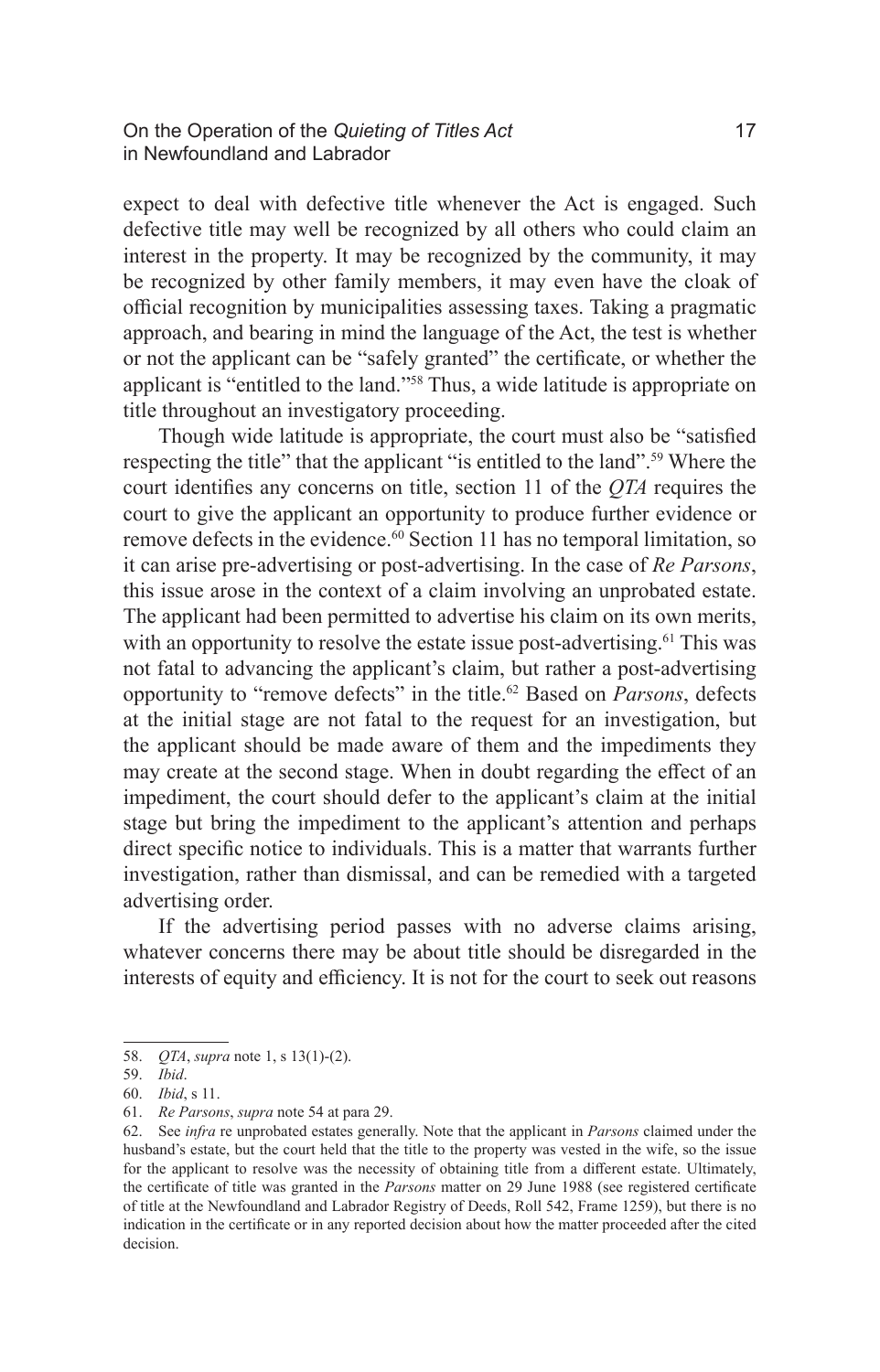expect to deal with defective title whenever the Act is engaged. Such defective title may well be recognized by all others who could claim an interest in the property. It may be recognized by the community, it may be recognized by other family members, it may even have the cloak of official recognition by municipalities assessing taxes. Taking a pragmatic approach, and bearing in mind the language of the Act, the test is whether or not the applicant can be "safely granted" the certificate, or whether the applicant is "entitled to the land."[58] Thus, a wide latitude is appropriate on title throughout an investigatory proceeding.

Though wide latitude is appropriate, the court must also be "satisfied respecting the title" that the applicant "is entitled to the land".[59] Where the court identifies any concerns on title, section 11 of the *QTA* requires the court to give the applicant an opportunity to produce further evidence or remove defects in the evidence.[60] Section 11 has no temporal limitation, so it can arise pre-advertising or post-advertising. In the case of *Re Parsons*, this issue arose in the context of a claim involving an unprobated estate. The applicant had been permitted to advertise his claim on its own merits, with an opportunity to resolve the estate issue post-advertising.[61] This was not fatal to advancing the applicant's claim, but rather a post-advertising opportunity to "remove defects" in the title.[62] Based on *Parsons*, defects at the initial stage are not fatal to the request for an investigation, but the applicant should be made aware of them and the impediments they may create at the second stage. When in doubt regarding the effect of an impediment, the court should defer to the applicant's claim at the initial stage but bring the impediment to the applicant's attention and perhaps direct specific notice to individuals. This is a matter that warrants further investigation, rather than dismissal, and can be remedied with a targeted advertising order.

If the advertising period passes with no adverse claims arising, whatever concerns there may be about title should be disregarded in the interests of equity and efficiency. It is not for the court to seek out reasons

---

58. *QTA*, *supra* note 1, s 13(1)-(2).

59. *Ibid*.

60. *Ibid*, s 11.

61. *Re Parsons*, *supra* note 54 at para 29.

62. See *infra* re unprobated estates generally. Note that the applicant in *Parsons* claimed under the husband's estate, but the court held that the title to the property was vested in the wife, so the issue for the applicant to resolve was the necessity of obtaining title from a different estate. Ultimately, the certificate of title was granted in the *Parsons* matter on 29 June 1988 (see registered certificate of title at the Newfoundland and Labrador Registry of Deeds, Roll 542, Frame 1259), but there is no indication in the certificate or in any reported decision about how the matter proceeded after the cited decision.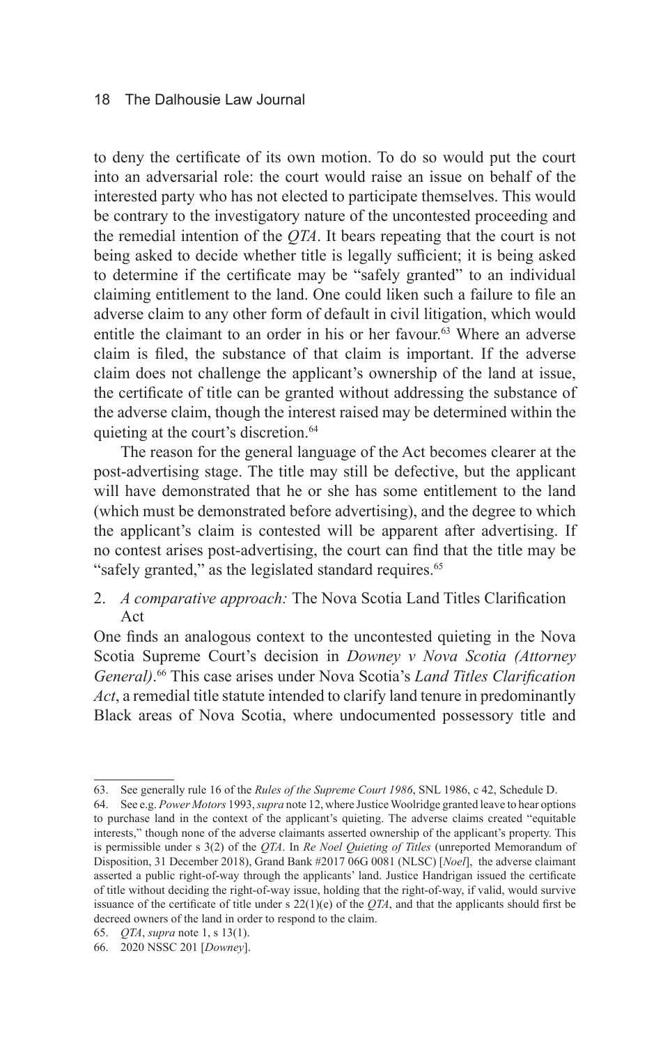to deny the certificate of its own motion. To do so would put the court into an adversarial role: the court would raise an issue on behalf of the interested party who has not elected to participate themselves. This would be contrary to the investigatory nature of the uncontested proceeding and the remedial intention of the *QTA*. It bears repeating that the court is not being asked to decide whether title is legally sufficient; it is being asked to determine if the certificate may be "safely granted" to an individual claiming entitlement to the land. One could liken such a failure to file an adverse claim to any other form of default in civil litigation, which would entitle the claimant to an order in his or her favour.[63] Where an adverse claim is filed, the substance of that claim is important. If the adverse claim does not challenge the applicant's ownership of the land at issue, the certificate of title can be granted without addressing the substance of the adverse claim, though the interest raised may be determined within the quieting at the court's discretion.[64]

The reason for the general language of the Act becomes clearer at the post-advertising stage. The title may still be defective, but the applicant will have demonstrated that he or she has some entitlement to the land (which must be demonstrated before advertising), and the degree to which the applicant's claim is contested will be apparent after advertising. If no contest arises post-advertising, the court can find that the title may be "safely granted," as the legislated standard requires.[65]

2. *A comparative approach:* The Nova Scotia Land Titles Clarification Act

One finds an analogous context to the uncontested quieting in the Nova Scotia Supreme Court's decision in *Downey v Nova Scotia (Attorney General)*.[66] This case arises under Nova Scotia's *Land Titles Clarification Act*, a remedial title statute intended to clarify land tenure in predominantly Black areas of Nova Scotia, where undocumented possessory title and

---

63. See generally rule 16 of the *Rules of the Supreme Court 1986*, SNL 1986, c 42, Schedule D.

64. See e.g. *Power Motors* 1993, *supra* note 12, where Justice Woolridge granted leave to hear options to purchase land in the context of the applicant's quieting. The adverse claims created "equitable interests," though none of the adverse claimants asserted ownership of the applicant's property. This is permissible under s 3(2) of the *QTA*. In *Re Noel Quieting of Titles* (unreported Memorandum of Disposition, 31 December 2018), Grand Bank #2017 06G 0081 (NLSC) [*Noel*], the adverse claimant asserted a public right-of-way through the applicants' land. Justice Handrigan issued the certificate of title without deciding the right-of-way issue, holding that the right-of-way, if valid, would survive issuance of the certificate of title under s 22(1)(e) of the *QTA*, and that the applicants should first be decreed owners of the land in order to respond to the claim.

65. *QTA*, *supra* note 1, s 13(1).

66. 2020 NSSC 201 [*Downey*].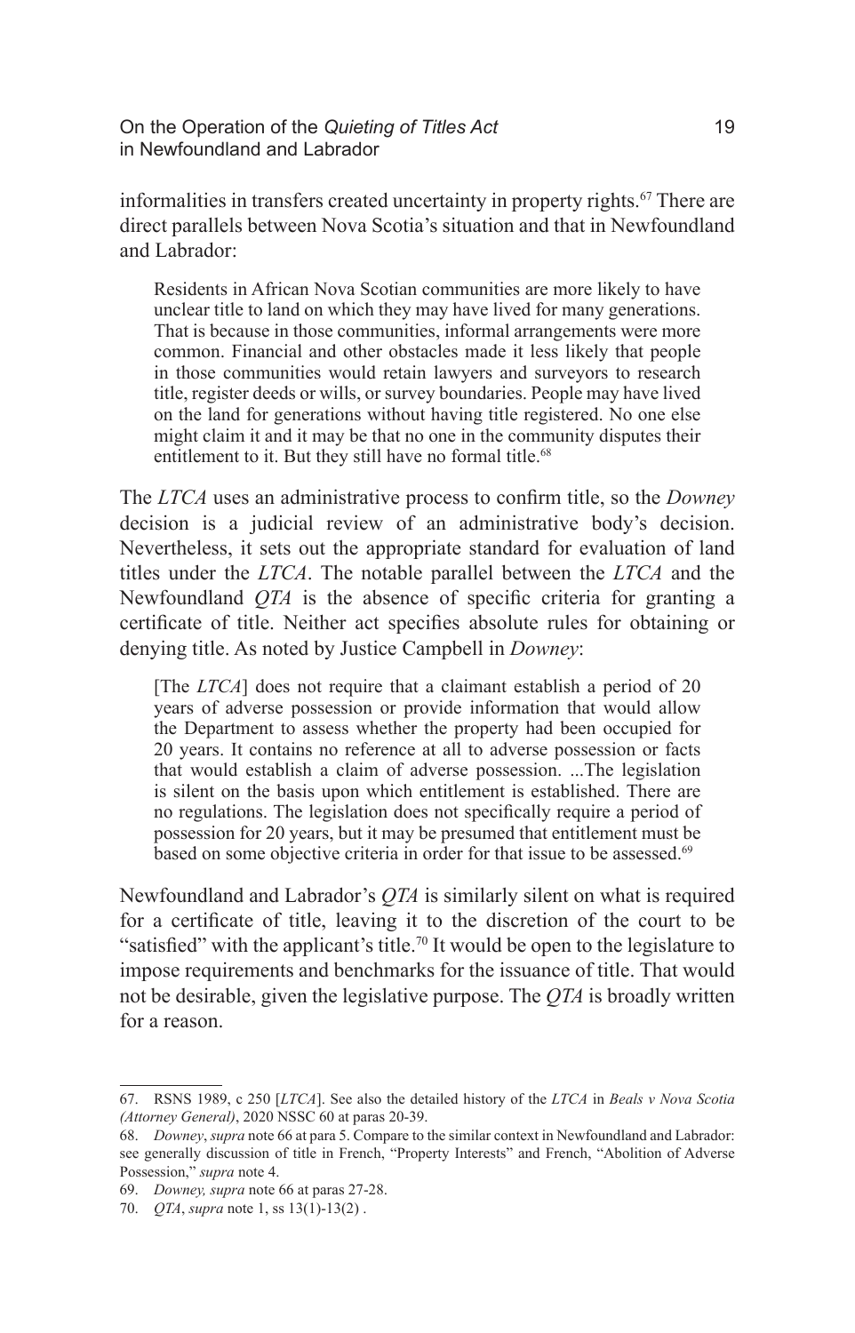informalities in transfers created uncertainty in property rights.[67] There are direct parallels between Nova Scotia's situation and that in Newfoundland and Labrador:

> Residents in African Nova Scotian communities are more likely to have unclear title to land on which they may have lived for many generations. That is because in those communities, informal arrangements were more common. Financial and other obstacles made it less likely that people in those communities would retain lawyers and surveyors to research title, register deeds or wills, or survey boundaries. People may have lived on the land for generations without having title registered. No one else might claim it and it may be that no one in the community disputes their entitlement to it. But they still have no formal title.[68]

The *LTCA* uses an administrative process to confirm title, so the *Downey* decision is a judicial review of an administrative body's decision. Nevertheless, it sets out the appropriate standard for evaluation of land titles under the *LTCA*. The notable parallel between the *LTCA* and the Newfoundland *QTA* is the absence of specific criteria for granting a certificate of title. Neither act specifies absolute rules for obtaining or denying title. As noted by Justice Campbell in *Downey*:

> [The *LTCA*] does not require that a claimant establish a period of 20 years of adverse possession or provide information that would allow the Department to assess whether the property had been occupied for 20 years. It contains no reference at all to adverse possession or facts that would establish a claim of adverse possession. ...The legislation is silent on the basis upon which entitlement is established. There are no regulations. The legislation does not specifically require a period of possession for 20 years, but it may be presumed that entitlement must be based on some objective criteria in order for that issue to be assessed.[69]

Newfoundland and Labrador's *QTA* is similarly silent on what is required for a certificate of title, leaving it to the discretion of the court to be "satisfied" with the applicant's title.[70] It would be open to the legislature to impose requirements and benchmarks for the issuance of title. That would not be desirable, given the legislative purpose. The *QTA* is broadly written for a reason.

---

67. RSNS 1989, c 250 [*LTCA*]. See also the detailed history of the *LTCA* in *Beals v Nova Scotia (Attorney General)*, 2020 NSSC 60 at paras 20-39.

68. *Downey*, *supra* note 66 at para 5. Compare to the similar context in Newfoundland and Labrador: see generally discussion of title in French, "Property Interests" and French, "Abolition of Adverse Possession," *supra* note 4.

69. *Downey, supra* note 66 at paras 27-28.

70. *QTA*, *supra* note 1, ss 13(1)-13(2) .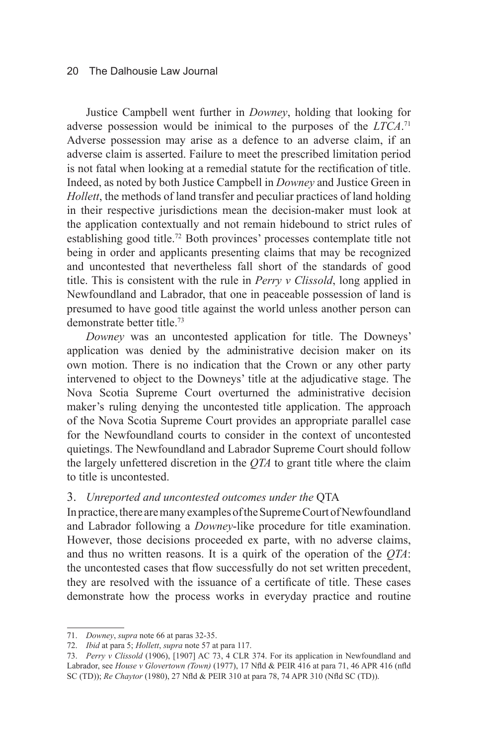Justice Campbell went further in *Downey*, holding that looking for adverse possession would be inimical to the purposes of the *LTCA*.[71] Adverse possession may arise as a defence to an adverse claim, if an adverse claim is asserted. Failure to meet the prescribed limitation period is not fatal when looking at a remedial statute for the rectification of title. Indeed, as noted by both Justice Campbell in *Downey* and Justice Green in *Hollett*, the methods of land transfer and peculiar practices of land holding in their respective jurisdictions mean the decision-maker must look at the application contextually and not remain hidebound to strict rules of establishing good title.[72] Both provinces' processes contemplate title not being in order and applicants presenting claims that may be recognized and uncontested that nevertheless fall short of the standards of good title. This is consistent with the rule in *Perry v Clissold*, long applied in Newfoundland and Labrador, that one in peaceable possession of land is presumed to have good title against the world unless another person can demonstrate better title.[73]

*Downey* was an uncontested application for title. The Downeys' application was denied by the administrative decision maker on its own motion. There is no indication that the Crown or any other party intervened to object to the Downeys' title at the adjudicative stage. The Nova Scotia Supreme Court overturned the administrative decision maker's ruling denying the uncontested title application. The approach of the Nova Scotia Supreme Court provides an appropriate parallel case for the Newfoundland courts to consider in the context of uncontested quietings. The Newfoundland and Labrador Supreme Court should follow the largely unfettered discretion in the *QTA* to grant title where the claim to title is uncontested.

### 3. *Unreported and uncontested outcomes under the* QTA

In practice, there are many examples of the Supreme Court of Newfoundland and Labrador following a *Downey*-like procedure for title examination. However, those decisions proceeded ex parte, with no adverse claims, and thus no written reasons. It is a quirk of the operation of the *QTA*: the uncontested cases that flow successfully do not set written precedent, they are resolved with the issuance of a certificate of title. These cases demonstrate how the process works in everyday practice and routine

---

71. *Downey*, *supra* note 66 at paras 32-35.

72. *Ibid* at para 5; *Hollett*, *supra* note 57 at para 117.

73. *Perry v Clissold* (1906), [1907] AC 73, 4 CLR 374. For its application in Newfoundland and Labrador, see *House v Glovertown (Town)* (1977), 17 Nfld & PEIR 416 at para 71, 46 APR 416 (nfld SC (TD)); *Re Chaytor* (1980), 27 Nfld & PEIR 310 at para 78, 74 APR 310 (Nfld SC (TD)).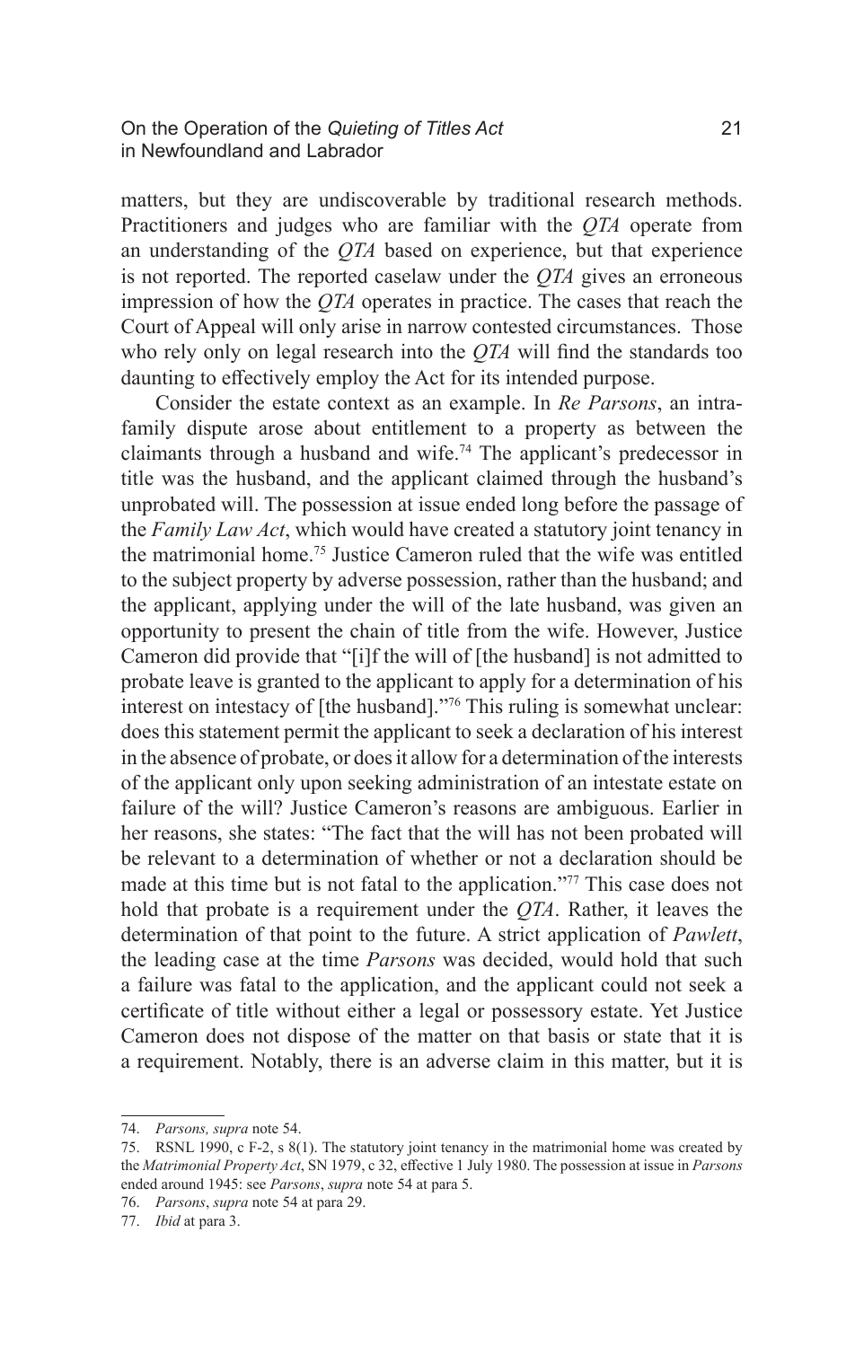matters, but they are undiscoverable by traditional research methods. Practitioners and judges who are familiar with the *QTA* operate from an understanding of the *QTA* based on experience, but that experience is not reported. The reported caselaw under the *QTA* gives an erroneous impression of how the *QTA* operates in practice. The cases that reach the Court of Appeal will only arise in narrow contested circumstances. Those who rely only on legal research into the *QTA* will find the standards too daunting to effectively employ the Act for its intended purpose.

Consider the estate context as an example. In *Re Parsons*, an intra-family dispute arose about entitlement to a property as between the claimants through a husband and wife.[74] The applicant's predecessor in title was the husband, and the applicant claimed through the husband's unprobated will. The possession at issue ended long before the passage of the *Family Law Act*, which would have created a statutory joint tenancy in the matrimonial home.[75] Justice Cameron ruled that the wife was entitled to the subject property by adverse possession, rather than the husband; and the applicant, applying under the will of the late husband, was given an opportunity to present the chain of title from the wife. However, Justice Cameron did provide that "[i]f the will of [the husband] is not admitted to probate leave is granted to the applicant to apply for a determination of his interest on intestacy of [the husband]."[76] This ruling is somewhat unclear: does this statement permit the applicant to seek a declaration of his interest in the absence of probate, or does it allow for a determination of the interests of the applicant only upon seeking administration of an intestate estate on failure of the will? Justice Cameron's reasons are ambiguous. Earlier in her reasons, she states: "The fact that the will has not been probated will be relevant to a determination of whether or not a declaration should be made at this time but is not fatal to the application."[77] This case does not hold that probate is a requirement under the *QTA*. Rather, it leaves the determination of that point to the future. A strict application of *Pawlett*, the leading case at the time *Parsons* was decided, would hold that such a failure was fatal to the application, and the applicant could not seek a certificate of title without either a legal or possessory estate. Yet Justice Cameron does not dispose of the matter on that basis or state that it is a requirement. Notably, there is an adverse claim in this matter, but it is

---

74. *Parsons, supra* note 54.

75. RSNL 1990, c F-2, s 8(1). The statutory joint tenancy in the matrimonial home was created by the *Matrimonial Property Act*, SN 1979, c 32, effective 1 July 1980. The possession at issue in *Parsons* ended around 1945: see *Parsons*, *supra* note 54 at para 5.

76. *Parsons*, *supra* note 54 at para 29.

77. *Ibid* at para 3.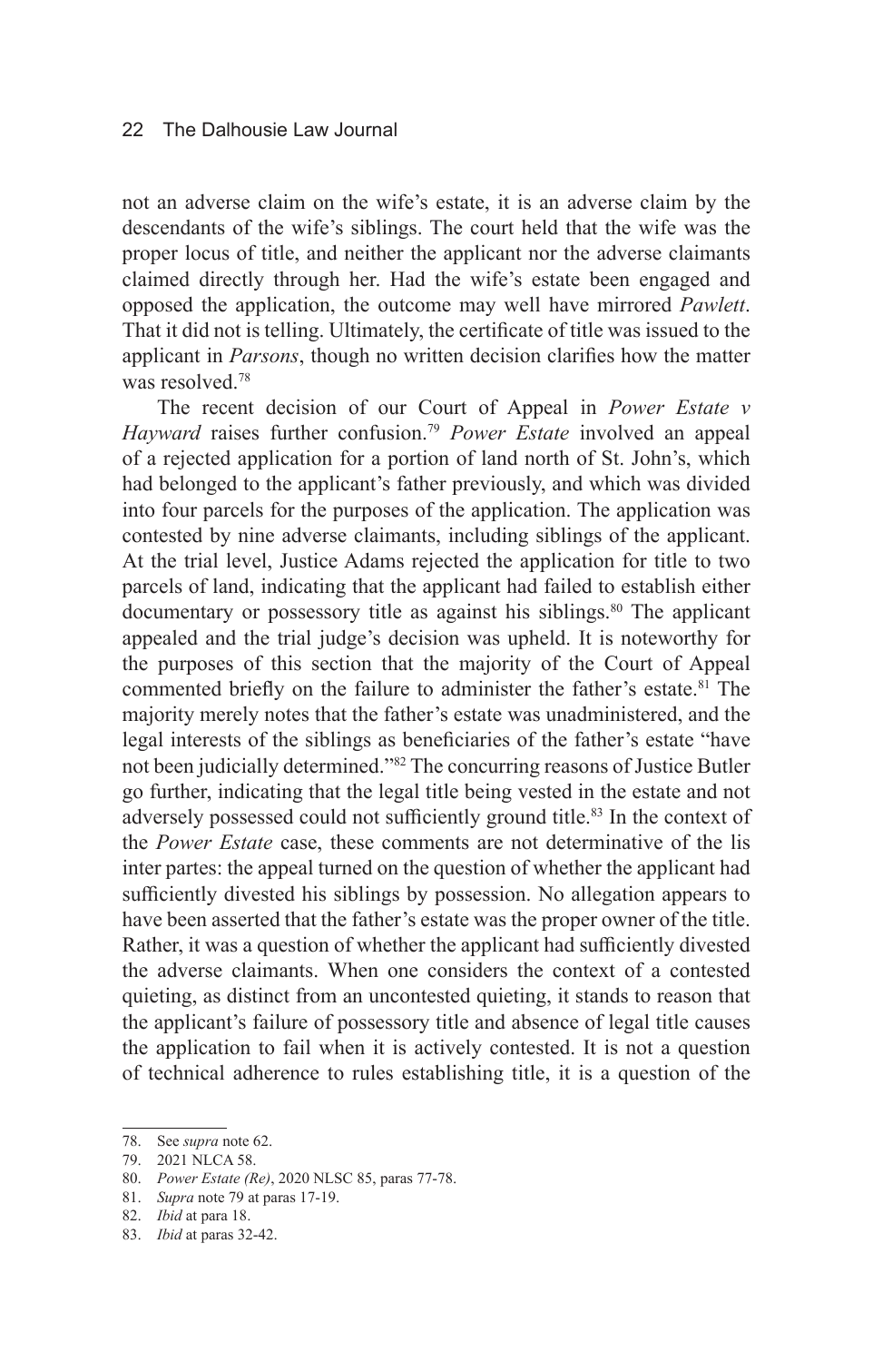not an adverse claim on the wife's estate, it is an adverse claim by the descendants of the wife's siblings. The court held that the wife was the proper locus of title, and neither the applicant nor the adverse claimants claimed directly through her. Had the wife's estate been engaged and opposed the application, the outcome may well have mirrored *Pawlett*. That it did not is telling. Ultimately, the certificate of title was issued to the applicant in *Parsons*, though no written decision clarifies how the matter was resolved.[78]

The recent decision of our Court of Appeal in *Power Estate v Hayward* raises further confusion.[79] *Power Estate* involved an appeal of a rejected application for a portion of land north of St. John's, which had belonged to the applicant's father previously, and which was divided into four parcels for the purposes of the application. The application was contested by nine adverse claimants, including siblings of the applicant. At the trial level, Justice Adams rejected the application for title to two parcels of land, indicating that the applicant had failed to establish either documentary or possessory title as against his siblings.[80] The applicant appealed and the trial judge's decision was upheld. It is noteworthy for the purposes of this section that the majority of the Court of Appeal commented briefly on the failure to administer the father's estate.[81] The majority merely notes that the father's estate was unadministered, and the legal interests of the siblings as beneficiaries of the father's estate "have not been judicially determined."[82] The concurring reasons of Justice Butler go further, indicating that the legal title being vested in the estate and not adversely possessed could not sufficiently ground title.[83] In the context of the *Power Estate* case, these comments are not determinative of the lis inter partes: the appeal turned on the question of whether the applicant had sufficiently divested his siblings by possession. No allegation appears to have been asserted that the father's estate was the proper owner of the title. Rather, it was a question of whether the applicant had sufficiently divested the adverse claimants. When one considers the context of a contested quieting, as distinct from an uncontested quieting, it stands to reason that the applicant's failure of possessory title and absence of legal title causes the application to fail when it is actively contested. It is not a question of technical adherence to rules establishing title, it is a question of the

78. See *supra* note 62.
79. 2021 NLCA 58.
80. *Power Estate (Re)*, 2020 NLSC 85, paras 77-78.
81. *Supra* note 79 at paras 17-19.
82. *Ibid* at para 18.
83. *Ibid* at paras 32-42.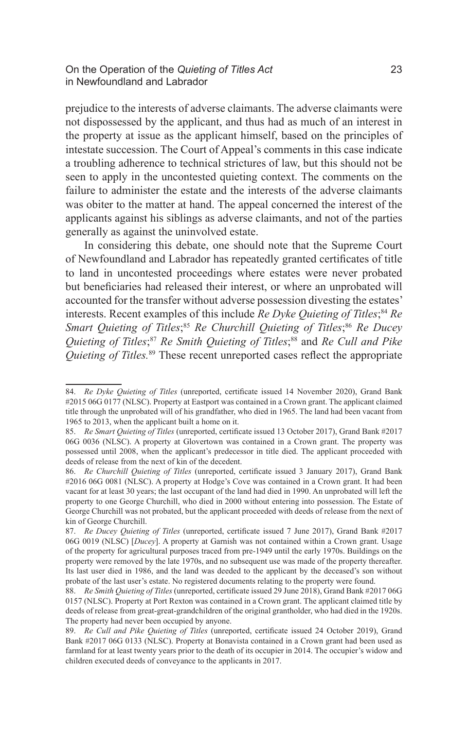prejudice to the interests of adverse claimants. The adverse claimants were not dispossessed by the applicant, and thus had as much of an interest in the property at issue as the applicant himself, based on the principles of intestate succession. The Court of Appeal's comments in this case indicate a troubling adherence to technical strictures of law, but this should not be seen to apply in the uncontested quieting context. The comments on the failure to administer the estate and the interests of the adverse claimants was obiter to the matter at hand. The appeal concerned the interest of the applicants against his siblings as adverse claimants, and not of the parties generally as against the uninvolved estate.

In considering this debate, one should note that the Supreme Court of Newfoundland and Labrador has repeatedly granted certificates of title to land in uncontested proceedings where estates were never probated but beneficiaries had released their interest, or where an unprobated will accounted for the transfer without adverse possession divesting the estates' interests. Recent examples of this include *Re Dyke Quieting of Titles*;[84] *Re Smart Quieting of Titles*;[85] *Re Churchill Quieting of Titles*;[86] *Re Ducey Quieting of Titles*;[87] *Re Smith Quieting of Titles*;[88] and *Re Cull and Pike Quieting of Titles.*[89] These recent unreported cases reflect the appropriate

84. *Re Dyke Quieting of Titles* (unreported, certificate issued 14 November 2020), Grand Bank #2015 06G 0177 (NLSC). Property at Eastport was contained in a Crown grant. The applicant claimed title through the unprobated will of his grandfather, who died in 1965. The land had been vacant from 1965 to 2013, when the applicant built a home on it.

85. *Re Smart Quieting of Titles* (unreported, certificate issued 13 October 2017), Grand Bank #2017 06G 0036 (NLSC). A property at Glovertown was contained in a Crown grant. The property was possessed until 2008, when the applicant's predecessor in title died. The applicant proceeded with deeds of release from the next of kin of the decedent.

86. *Re Churchill Quieting of Titles* (unreported, certificate issued 3 January 2017), Grand Bank #2016 06G 0081 (NLSC). A property at Hodge's Cove was contained in a Crown grant. It had been vacant for at least 30 years; the last occupant of the land had died in 1990. An unprobated will left the property to one George Churchill, who died in 2000 without entering into possession. The Estate of George Churchill was not probated, but the applicant proceeded with deeds of release from the next of kin of George Churchill.

87. *Re Ducey Quieting of Titles* (unreported, certificate issued 7 June 2017), Grand Bank #2017 06G 0019 (NLSC) [*Ducey*]. A property at Garnish was not contained within a Crown grant. Usage of the property for agricultural purposes traced from pre-1949 until the early 1970s. Buildings on the property were removed by the late 1970s, and no subsequent use was made of the property thereafter. Its last user died in 1986, and the land was deeded to the applicant by the deceased's son without probate of the last user's estate. No registered documents relating to the property were found.

88. *Re Smith Quieting of Titles* (unreported, certificate issued 29 June 2018), Grand Bank #2017 06G 0157 (NLSC). Property at Port Rexton was contained in a Crown grant. The applicant claimed title by deeds of release from great-great-grandchildren of the original grantholder, who had died in the 1920s. The property had never been occupied by anyone.

89. *Re Cull and Pike Quieting of Titles* (unreported, certificate issued 24 October 2019), Grand Bank #2017 06G 0133 (NLSC). Property at Bonavista contained in a Crown grant had been used as farmland for at least twenty years prior to the death of its occupier in 2014. The occupier's widow and children executed deeds of conveyance to the applicants in 2017.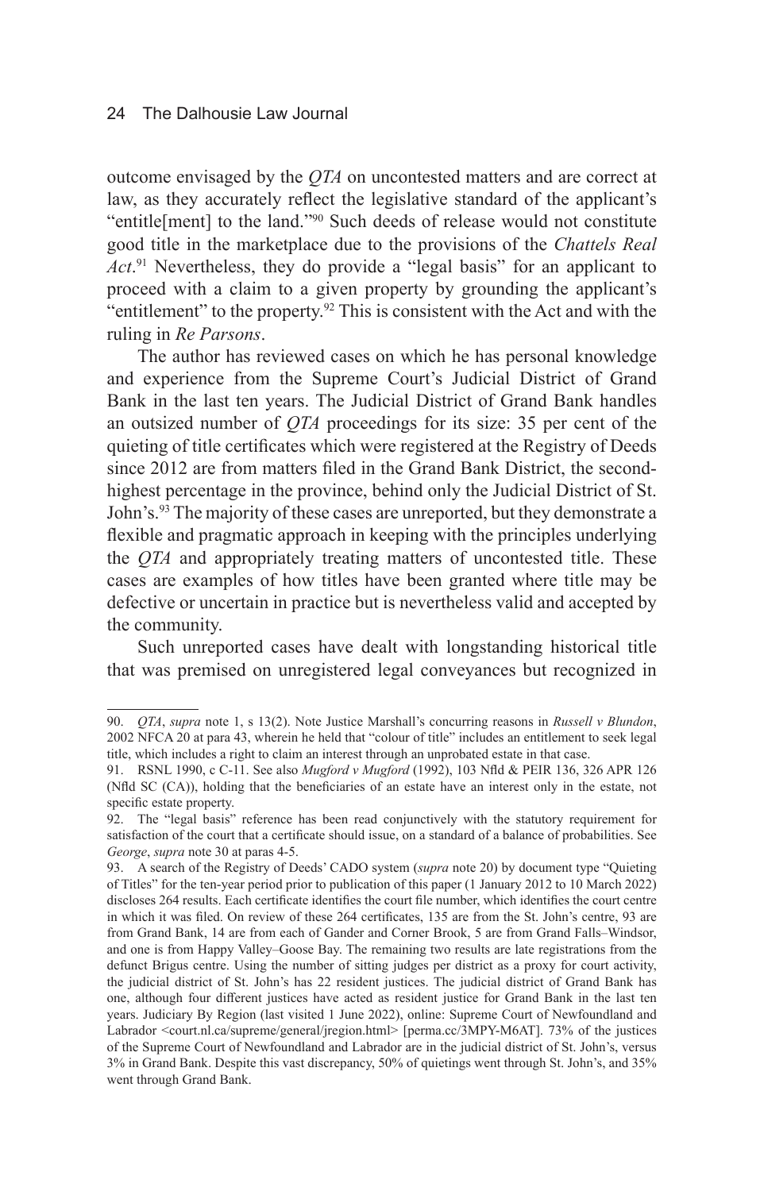outcome envisaged by the *QTA* on uncontested matters and are correct at law, as they accurately reflect the legislative standard of the applicant's "entitle[ment] to the land."[90] Such deeds of release would not constitute good title in the marketplace due to the provisions of the *Chattels Real Act*.[91] Nevertheless, they do provide a "legal basis" for an applicant to proceed with a claim to a given property by grounding the applicant's "entitlement" to the property.[92] This is consistent with the Act and with the ruling in *Re Parsons*.

The author has reviewed cases on which he has personal knowledge and experience from the Supreme Court's Judicial District of Grand Bank in the last ten years. The Judicial District of Grand Bank handles an outsized number of *QTA* proceedings for its size: 35 per cent of the quieting of title certificates which were registered at the Registry of Deeds since 2012 are from matters filed in the Grand Bank District, the second-highest percentage in the province, behind only the Judicial District of St. John's.[93] The majority of these cases are unreported, but they demonstrate a flexible and pragmatic approach in keeping with the principles underlying the *QTA* and appropriately treating matters of uncontested title. These cases are examples of how titles have been granted where title may be defective or uncertain in practice but is nevertheless valid and accepted by the community.

Such unreported cases have dealt with longstanding historical title that was premised on unregistered legal conveyances but recognized in

---

90. *QTA*, *supra* note 1, s 13(2). Note Justice Marshall's concurring reasons in *Russell v Blundon*, 2002 NFCA 20 at para 43, wherein he held that "colour of title" includes an entitlement to seek legal title, which includes a right to claim an interest through an unprobated estate in that case.

91. RSNL 1990, c C-11. See also *Mugford v Mugford* (1992), 103 Nfld & PEIR 136, 326 APR 126 (Nfld SC (CA)), holding that the beneficiaries of an estate have an interest only in the estate, not specific estate property.

92. The "legal basis" reference has been read conjunctively with the statutory requirement for satisfaction of the court that a certificate should issue, on a standard of a balance of probabilities. See *George*, *supra* note 30 at paras 4-5.

93. A search of the Registry of Deeds' CADO system (*supra* note 20) by document type "Quieting of Titles" for the ten-year period prior to publication of this paper (1 January 2012 to 10 March 2022) discloses 264 results. Each certificate identifies the court file number, which identifies the court centre in which it was filed. On review of these 264 certificates, 135 are from the St. John's centre, 93 are from Grand Bank, 14 are from each of Gander and Corner Brook, 5 are from Grand Falls–Windsor, and one is from Happy Valley–Goose Bay. The remaining two results are late registrations from the defunct Brigus centre. Using the number of sitting judges per district as a proxy for court activity, the judicial district of St. John's has 22 resident justices. The judicial district of Grand Bank has one, although four different justices have acted as resident justice for Grand Bank in the last ten years. Judiciary By Region (last visited 1 June 2022), online: Supreme Court of Newfoundland and Labrador <court.nl.ca/supreme/general/jregion.html> [perma.cc/3MPY-M6AT]. 73% of the justices of the Supreme Court of Newfoundland and Labrador are in the judicial district of St. John's, versus 3% in Grand Bank. Despite this vast discrepancy, 50% of quietings went through St. John's, and 35% went through Grand Bank.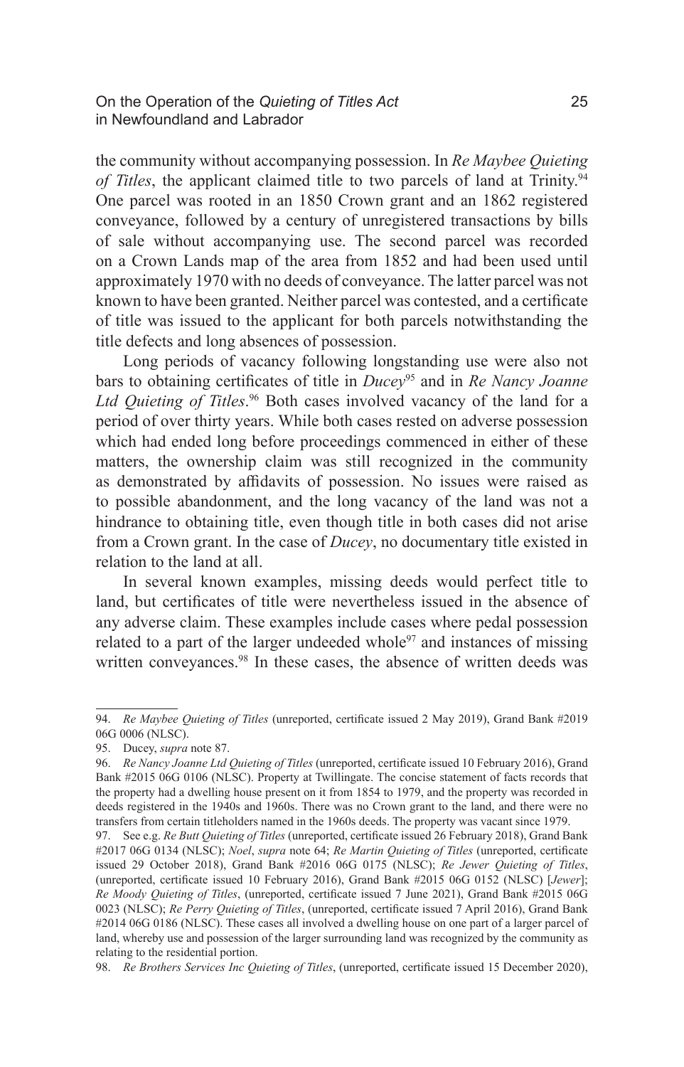the community without accompanying possession. In *Re Maybee Quieting of Titles*, the applicant claimed title to two parcels of land at Trinity.[94] One parcel was rooted in an 1850 Crown grant and an 1862 registered conveyance, followed by a century of unregistered transactions by bills of sale without accompanying use. The second parcel was recorded on a Crown Lands map of the area from 1852 and had been used until approximately 1970 with no deeds of conveyance. The latter parcel was not known to have been granted. Neither parcel was contested, and a certificate of title was issued to the applicant for both parcels notwithstanding the title defects and long absences of possession.

Long periods of vacancy following longstanding use were also not bars to obtaining certificates of title in *Ducey*[95] and in *Re Nancy Joanne Ltd Quieting of Titles*.[96] Both cases involved vacancy of the land for a period of over thirty years. While both cases rested on adverse possession which had ended long before proceedings commenced in either of these matters, the ownership claim was still recognized in the community as demonstrated by affidavits of possession. No issues were raised as to possible abandonment, and the long vacancy of the land was not a hindrance to obtaining title, even though title in both cases did not arise from a Crown grant. In the case of *Ducey*, no documentary title existed in relation to the land at all.

In several known examples, missing deeds would perfect title to land, but certificates of title were nevertheless issued in the absence of any adverse claim. These examples include cases where pedal possession related to a part of the larger undeeded whole[97] and instances of missing written conveyances.[98] In these cases, the absence of written deeds was

---

94. *Re Maybee Quieting of Titles* (unreported, certificate issued 2 May 2019), Grand Bank #2019 06G 0006 (NLSC).

95. Ducey, *supra* note 87.

96. *Re Nancy Joanne Ltd Quieting of Titles* (unreported, certificate issued 10 February 2016), Grand Bank #2015 06G 0106 (NLSC). Property at Twillingate. The concise statement of facts records that the property had a dwelling house present on it from 1854 to 1979, and the property was recorded in deeds registered in the 1940s and 1960s. There was no Crown grant to the land, and there were no transfers from certain titleholders named in the 1960s deeds. The property was vacant since 1979.

97. See e.g. *Re Butt Quieting of Titles* (unreported, certificate issued 26 February 2018), Grand Bank #2017 06G 0134 (NLSC); *Noel*, *supra* note 64; *Re Martin Quieting of Titles* (unreported, certificate issued 29 October 2018), Grand Bank #2016 06G 0175 (NLSC); *Re Jewer Quieting of Titles*, (unreported, certificate issued 10 February 2016), Grand Bank #2015 06G 0152 (NLSC) [*Jewer*]; *Re Moody Quieting of Titles*, (unreported, certificate issued 7 June 2021), Grand Bank #2015 06G 0023 (NLSC); *Re Perry Quieting of Titles*, (unreported, certificate issued 7 April 2016), Grand Bank #2014 06G 0186 (NLSC). These cases all involved a dwelling house on one part of a larger parcel of land, whereby use and possession of the larger surrounding land was recognized by the community as relating to the residential portion.

98. *Re Brothers Services Inc Quieting of Titles*, (unreported, certificate issued 15 December 2020),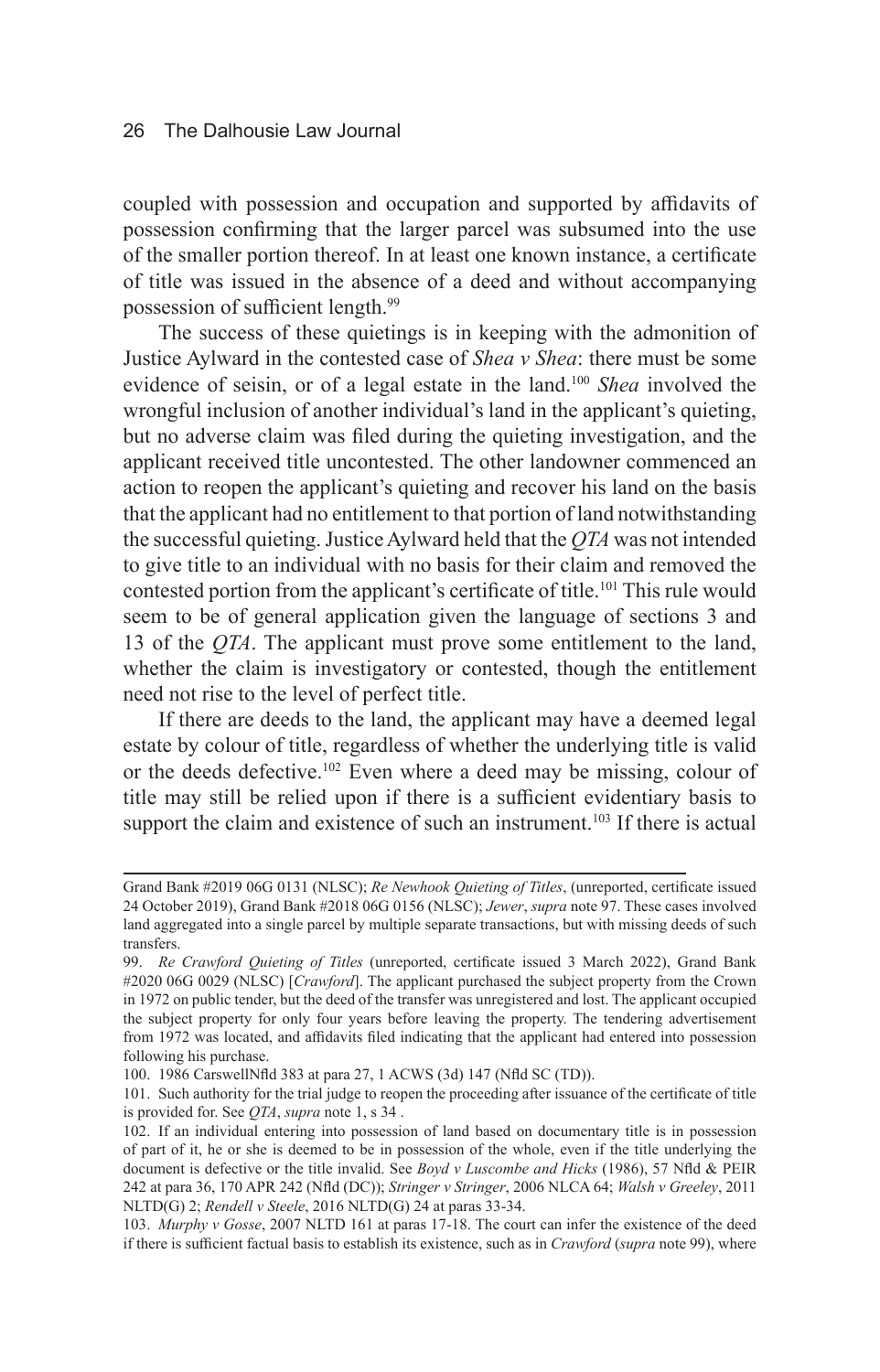coupled with possession and occupation and supported by affidavits of possession confirming that the larger parcel was subsumed into the use of the smaller portion thereof. In at least one known instance, a certificate of title was issued in the absence of a deed and without accompanying possession of sufficient length.[99]

The success of these quietings is in keeping with the admonition of Justice Aylward in the contested case of *Shea v Shea*: there must be some evidence of seisin, or of a legal estate in the land.[100] *Shea* involved the wrongful inclusion of another individual's land in the applicant's quieting, but no adverse claim was filed during the quieting investigation, and the applicant received title uncontested. The other landowner commenced an action to reopen the applicant's quieting and recover his land on the basis that the applicant had no entitlement to that portion of land notwithstanding the successful quieting. Justice Aylward held that the *QTA* was not intended to give title to an individual with no basis for their claim and removed the contested portion from the applicant's certificate of title.[101] This rule would seem to be of general application given the language of sections 3 and 13 of the *QTA*. The applicant must prove some entitlement to the land, whether the claim is investigatory or contested, though the entitlement need not rise to the level of perfect title.

If there are deeds to the land, the applicant may have a deemed legal estate by colour of title, regardless of whether the underlying title is valid or the deeds defective.[102] Even where a deed may be missing, colour of title may still be relied upon if there is a sufficient evidentiary basis to support the claim and existence of such an instrument.[103] If there is actual

---

Grand Bank #2019 06G 0131 (NLSC); *Re Newhook Quieting of Titles*, (unreported, certificate issued 24 October 2019), Grand Bank #2018 06G 0156 (NLSC); *Jewer*, *supra* note 97. These cases involved land aggregated into a single parcel by multiple separate transactions, but with missing deeds of such transfers.

99. *Re Crawford Quieting of Titles* (unreported, certificate issued 3 March 2022), Grand Bank #2020 06G 0029 (NLSC) [*Crawford*]. The applicant purchased the subject property from the Crown in 1972 on public tender, but the deed of the transfer was unregistered and lost. The applicant occupied the subject property for only four years before leaving the property. The tendering advertisement from 1972 was located, and affidavits filed indicating that the applicant had entered into possession following his purchase.

100. 1986 CarswellNfld 383 at para 27, 1 ACWS (3d) 147 (Nfld SC (TD)).

101. Such authority for the trial judge to reopen the proceeding after issuance of the certificate of title is provided for. See *QTA*, *supra* note 1, s 34 .

102. If an individual entering into possession of land based on documentary title is in possession of part of it, he or she is deemed to be in possession of the whole, even if the title underlying the document is defective or the title invalid. See *Boyd v Luscombe and Hicks* (1986), 57 Nfld & PEIR 242 at para 36, 170 APR 242 (Nfld (DC)); *Stringer v Stringer*, 2006 NLCA 64; *Walsh v Greeley*, 2011 NLTD(G) 2; *Rendell v Steele*, 2016 NLTD(G) 24 at paras 33-34.

103. *Murphy v Gosse*, 2007 NLTD 161 at paras 17-18. The court can infer the existence of the deed if there is sufficient factual basis to establish its existence, such as in *Crawford* (*supra* note 99), where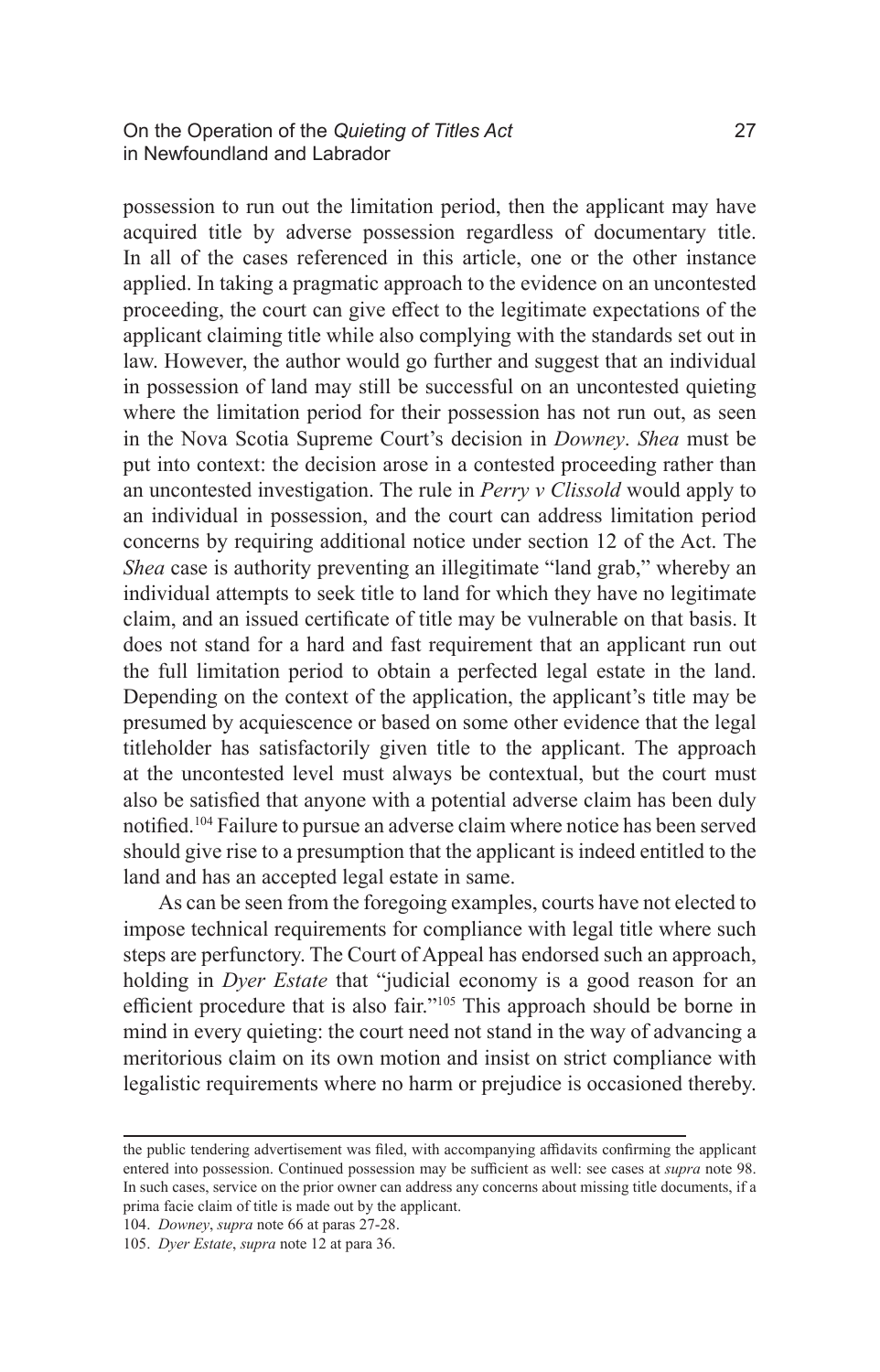possession to run out the limitation period, then the applicant may have acquired title by adverse possession regardless of documentary title. In all of the cases referenced in this article, one or the other instance applied. In taking a pragmatic approach to the evidence on an uncontested proceeding, the court can give effect to the legitimate expectations of the applicant claiming title while also complying with the standards set out in law. However, the author would go further and suggest that an individual in possession of land may still be successful on an uncontested quieting where the limitation period for their possession has not run out, as seen in the Nova Scotia Supreme Court's decision in *Downey*. *Shea* must be put into context: the decision arose in a contested proceeding rather than an uncontested investigation. The rule in *Perry v Clissold* would apply to an individual in possession, and the court can address limitation period concerns by requiring additional notice under section 12 of the Act. The *Shea* case is authority preventing an illegitimate "land grab," whereby an individual attempts to seek title to land for which they have no legitimate claim, and an issued certificate of title may be vulnerable on that basis. It does not stand for a hard and fast requirement that an applicant run out the full limitation period to obtain a perfected legal estate in the land. Depending on the context of the application, the applicant's title may be presumed by acquiescence or based on some other evidence that the legal titleholder has satisfactorily given title to the applicant. The approach at the uncontested level must always be contextual, but the court must also be satisfied that anyone with a potential adverse claim has been duly notified.[104] Failure to pursue an adverse claim where notice has been served should give rise to a presumption that the applicant is indeed entitled to the land and has an accepted legal estate in same.

As can be seen from the foregoing examples, courts have not elected to impose technical requirements for compliance with legal title where such steps are perfunctory. The Court of Appeal has endorsed such an approach, holding in *Dyer Estate* that "judicial economy is a good reason for an efficient procedure that is also fair."[105] This approach should be borne in mind in every quieting: the court need not stand in the way of advancing a meritorious claim on its own motion and insist on strict compliance with legalistic requirements where no harm or prejudice is occasioned thereby.

---

the public tendering advertisement was filed, with accompanying affidavits confirming the applicant entered into possession. Continued possession may be sufficient as well: see cases at *supra* note 98. In such cases, service on the prior owner can address any concerns about missing title documents, if a prima facie claim of title is made out by the applicant.

104. *Downey*, *supra* note 66 at paras 27-28.

105. *Dyer Estate*, *supra* note 12 at para 36.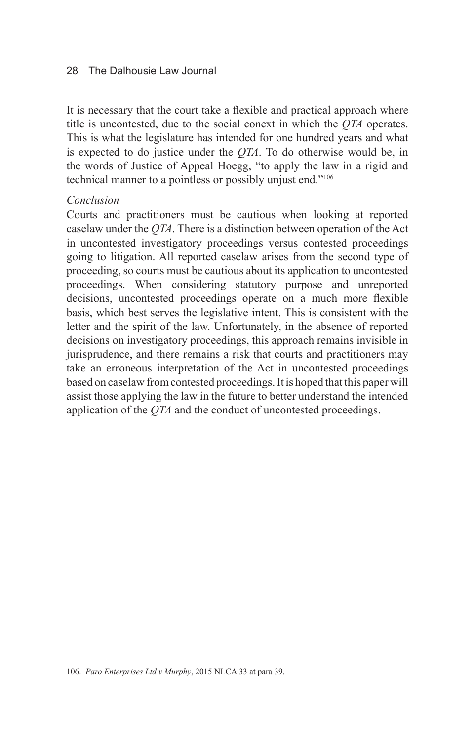It is necessary that the court take a flexible and practical approach where title is uncontested, due to the social conext in which the *QTA* operates. This is what the legislature has intended for one hundred years and what is expected to do justice under the *QTA*. To do otherwise would be, in the words of Justice of Appeal Hoegg, "to apply the law in a rigid and technical manner to a pointless or possibly unjust end."[106]

*Conclusion*

Courts and practitioners must be cautious when looking at reported caselaw under the *QTA*. There is a distinction between operation of the Act in uncontested investigatory proceedings versus contested proceedings going to litigation. All reported caselaw arises from the second type of proceeding, so courts must be cautious about its application to uncontested proceedings. When considering statutory purpose and unreported decisions, uncontested proceedings operate on a much more flexible basis, which best serves the legislative intent. This is consistent with the letter and the spirit of the law. Unfortunately, in the absence of reported decisions on investigatory proceedings, this approach remains invisible in jurisprudence, and there remains a risk that courts and practitioners may take an erroneous interpretation of the Act in uncontested proceedings based on caselaw from contested proceedings. It is hoped that this paper will assist those applying the law in the future to better understand the intended application of the *QTA* and the conduct of uncontested proceedings.

---

106. *Paro Enterprises Ltd v Murphy*, 2015 NLCA 33 at para 39.